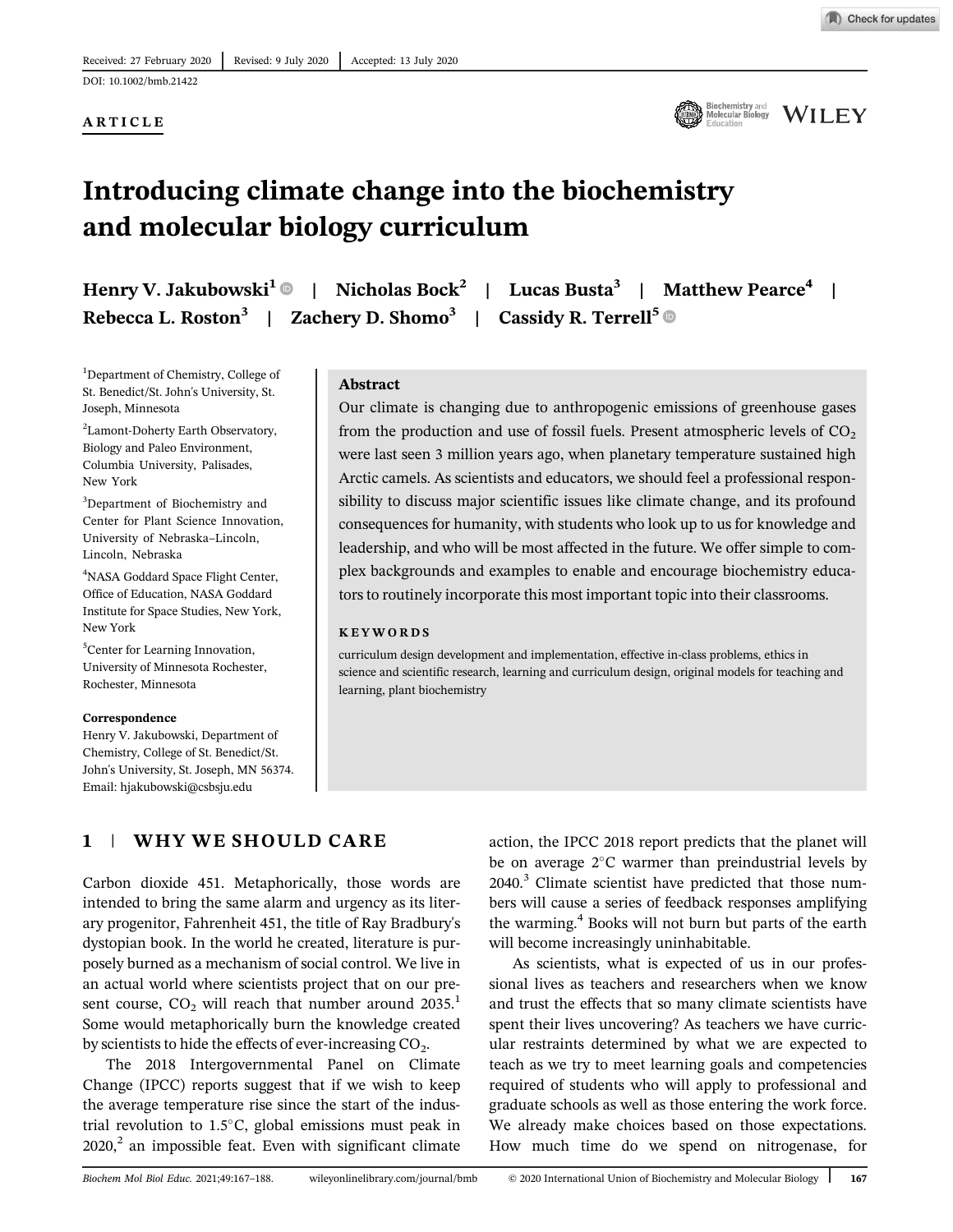Received: 27 February 2020 | Revised: 9 July 2020 | Accepted: 13 July 2020

DOI: 10.1002/bmb.21422

ARTICLE

# Introducing climate change into the biochemistry and molecular biology curriculum

Henry V. Jakubowski[1] | Nicholas Bock[2] | Lucas Busta[3] | Matthew Pearce[4] | Rebecca L. Roston[3] | Zachery D. Shomo[3] | Cassidy R. Terrell[5]

[1]Department of Chemistry, College of St. Benedict/St. John's University, St. Joseph, Minnesota

[2]Lamont-Doherty Earth Observatory, Biology and Paleo Environment, Columbia University, Palisades, New York

[3]Department of Biochemistry and Center for Plant Science Innovation, University of Nebraska–Lincoln, Lincoln, Nebraska

[4]NASA Goddard Space Flight Center, Office of Education, NASA Goddard Institute for Space Studies, New York, New York

[5]Center for Learning Innovation, University of Minnesota Rochester, Rochester, Minnesota

**Correspondence**

Henry V. Jakubowski, Department of Chemistry, College of St. Benedict/St. John's University, St. Joseph, MN 56374. Email: hjakubowski@csbsju.edu

## Abstract

Our climate is changing due to anthropogenic emissions of greenhouse gases from the production and use of fossil fuels. Present atmospheric levels of $CO_2$ were last seen 3 million years ago, when planetary temperature sustained high Arctic camels. As scientists and educators, we should feel a professional responsibility to discuss major scientific issues like climate change, and its profound consequences for humanity, with students who look up to us for knowledge and leadership, and who will be most affected in the future. We offer simple to complex backgrounds and examples to enable and encourage biochemistry educators to routinely incorporate this most important topic into their classrooms.

**KEYWORDS**

curriculum design development and implementation, effective in-class problems, ethics in science and scientific research, learning and curriculum design, original models for teaching and learning, plant biochemistry

## 1 | WHY WE SHOULD CARE

Carbon dioxide 451. Metaphorically, those words are intended to bring the same alarm and urgency as its literary progenitor, Fahrenheit 451, the title of Ray Bradbury's dystopian book. In the world he created, literature is purposely burned as a mechanism of social control. We live in an actual world where scientists project that on our present course, $CO_2$ will reach that number around 2035.[1] Some would metaphorically burn the knowledge created by scientists to hide the effects of ever-increasing $CO_2$.

The 2018 Intergovernmental Panel on Climate Change (IPCC) reports suggest that if we wish to keep the average temperature rise since the start of the industrial revolution to 1.5°C, global emissions must peak in 2020,[2] an impossible feat. Even with significant climate action, the IPCC 2018 report predicts that the planet will be on average 2°C warmer than preindustrial levels by 2040.[3] Climate scientist have predicted that those numbers will cause a series of feedback responses amplifying the warming.[4] Books will not burn but parts of the earth will become increasingly uninhabitable.

As scientists, what is expected of us in our professional lives as teachers and researchers when we know and trust the effects that so many climate scientists have spent their lives uncovering? As teachers we have curricular restraints determined by what we are expected to teach as we try to meet learning goals and competencies required of students who will apply to professional and graduate schools as well as those entering the work force. We already make choices based on those expectations. How much time do we spend on nitrogenase, for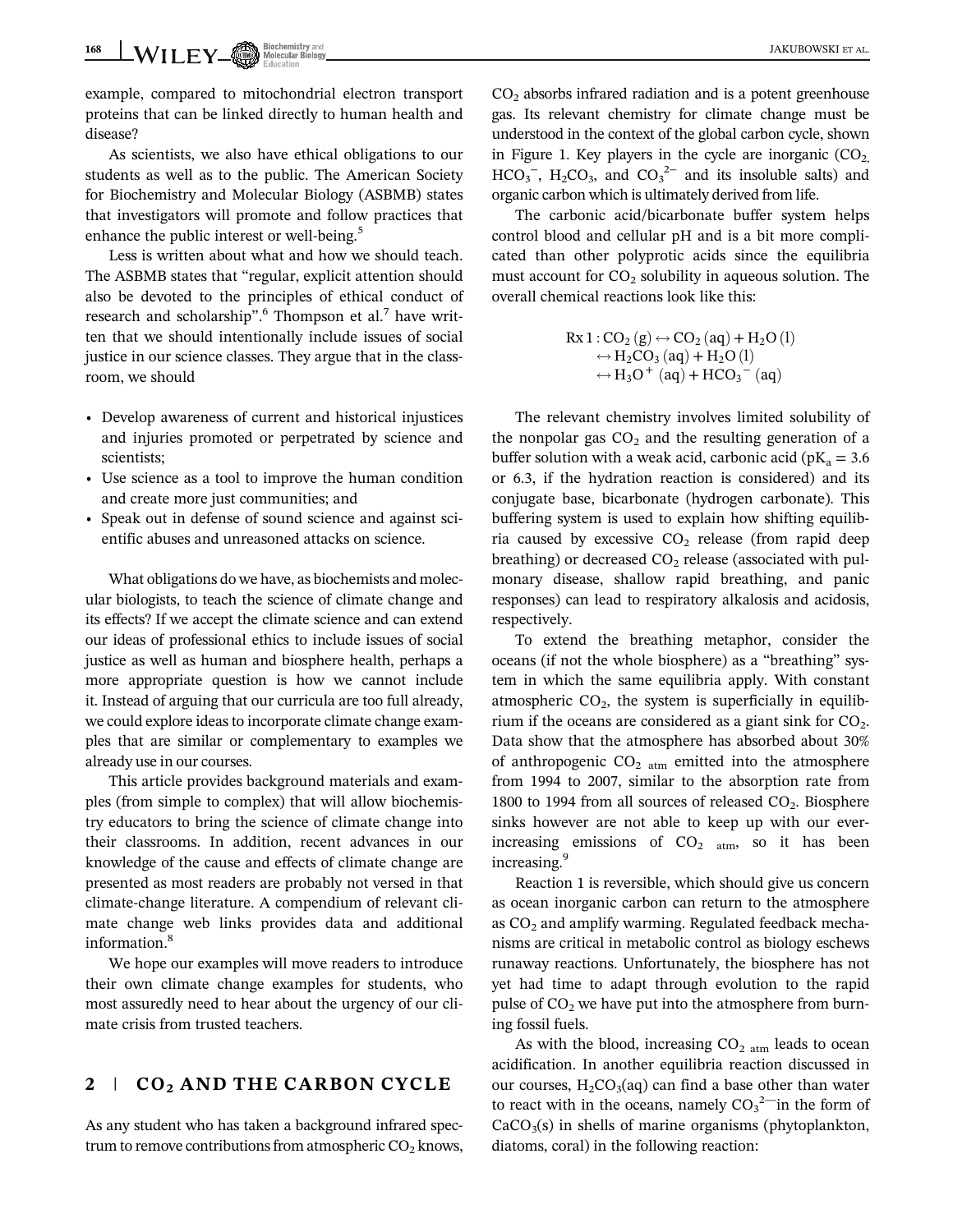example, compared to mitochondrial electron transport proteins that can be linked directly to human health and disease?

As scientists, we also have ethical obligations to our students as well as to the public. The American Society for Biochemistry and Molecular Biology (ASBMB) states that investigators will promote and follow practices that enhance the public interest or well-being.[5]

Less is written about what and how we should teach. The ASBMB states that "regular, explicit attention should also be devoted to the principles of ethical conduct of research and scholarship".[6] Thompson et al.[7] have written that we should intentionally include issues of social justice in our science classes. They argue that in the classroom, we should

- Develop awareness of current and historical injustices and injuries promoted or perpetrated by science and scientists;
- Use science as a tool to improve the human condition and create more just communities; and
- Speak out in defense of sound science and against scientific abuses and unreasoned attacks on science.

What obligations do we have, as biochemists and molecular biologists, to teach the science of climate change and its effects? If we accept the climate science and can extend our ideas of professional ethics to include issues of social justice as well as human and biosphere health, perhaps a more appropriate question is how we cannot include it. Instead of arguing that our curricula are too full already, we could explore ideas to incorporate climate change examples that are similar or complementary to examples we already use in our courses.

This article provides background materials and examples (from simple to complex) that will allow biochemistry educators to bring the science of climate change into their classrooms. In addition, recent advances in our knowledge of the cause and effects of climate change are presented as most readers are probably not versed in that climate-change literature. A compendium of relevant climate change web links provides data and additional information.[8]

We hope our examples will move readers to introduce their own climate change examples for students, who most assuredly need to hear about the urgency of our climate crisis from trusted teachers.

## 2 | $CO_2$ AND THE CARBON CYCLE

As any student who has taken a background infrared spectrum to remove contributions from atmospheric $CO_2$ knows, $CO_2$ absorbs infrared radiation and is a potent greenhouse gas. Its relevant chemistry for climate change must be understood in the context of the global carbon cycle, shown in Figure 1. Key players in the cycle are inorganic ($CO_2$, $HCO_3^-$, $H_2CO_3$, and $CO_3^{2-}$ and its insoluble salts) and organic carbon which is ultimately derived from life.

The carbonic acid/bicarbonate buffer system helps control blood and cellular pH and is a bit more complicated than other polyprotic acids since the equilibria must account for $CO_2$ solubility in aqueous solution. The overall chemical reactions look like this:

$$\begin{aligned} \text{Rx 1}: CO_2\,(g) &\leftrightarrow CO_2\,(aq) + H_2O\,(l) \\ &\leftrightarrow H_2CO_3\,(aq) + H_2O\,(l) \\ &\leftrightarrow H_3O^+\,(aq) + HCO_3^-\,(aq) \end{aligned}$$

The relevant chemistry involves limited solubility of the nonpolar gas $CO_2$ and the resulting generation of a buffer solution with a weak acid, carbonic acid ($pK_a = 3.6$ or 6.3, if the hydration reaction is considered) and its conjugate base, bicarbonate (hydrogen carbonate). This buffering system is used to explain how shifting equilibria caused by excessive $CO_2$ release (from rapid deep breathing) or decreased $CO_2$ release (associated with pulmonary disease, shallow rapid breathing, and panic responses) can lead to respiratory alkalosis and acidosis, respectively.

To extend the breathing metaphor, consider the oceans (if not the whole biosphere) as a "breathing" system in which the same equilibria apply. With constant atmospheric $CO_2$, the system is superficially in equilibrium if the oceans are considered as a giant sink for $CO_2$. Data show that the atmosphere has absorbed about 30% of anthropogenic $CO_{2\ atm}$ emitted into the atmosphere from 1994 to 2007, similar to the absorption rate from 1800 to 1994 from all sources of released $CO_2$. Biosphere sinks however are not able to keep up with our ever-increasing emissions of $CO_{2\ atm}$, so it has been increasing.[9]

Reaction 1 is reversible, which should give us concern as ocean inorganic carbon can return to the atmosphere as $CO_2$ and amplify warming. Regulated feedback mechanisms are critical in metabolic control as biology eschews runaway reactions. Unfortunately, the biosphere has not yet had time to adapt through evolution to the rapid pulse of $CO_2$ we have put into the atmosphere from burning fossil fuels.

As with the blood, increasing $CO_{2\ atm}$ leads to ocean acidification. In another equilibria reaction discussed in our courses, $H_2CO_3(aq)$ can find a base other than water to react with in the oceans, namely $CO_3^{2-}$ in the form of $CaCO_3(s)$ in shells of marine organisms (phytoplankton, diatoms, coral) in the following reaction: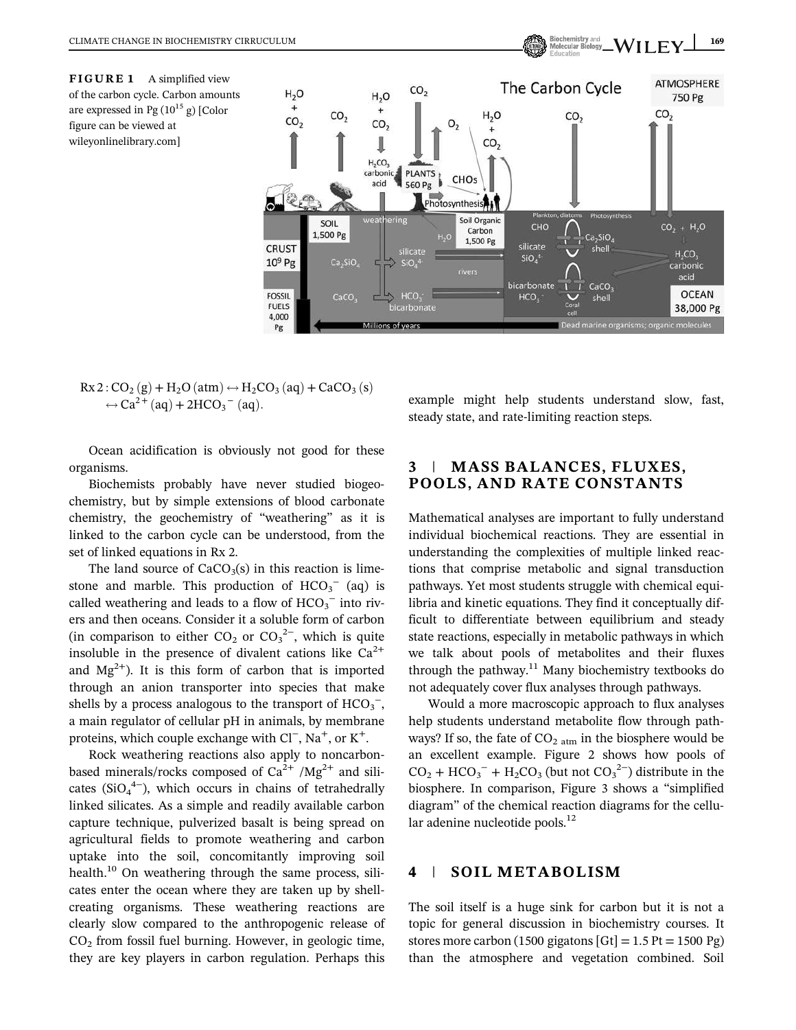**FIGURE 1** A simplified view of the carbon cycle. Carbon amounts are expressed in Pg ($10^{15}$ g) [Color figure can be viewed at wileyonlinelibrary.com]

$$\text{Rx 2}: CO_2\,(g) + H_2O\,(atm) \leftrightarrow H_2CO_3\,(aq) + CaCO_3\,(s) \leftrightarrow Ca^{2+}\,(aq) + 2HCO_3^-\,(aq).$$

Ocean acidification is obviously not good for these organisms.

Biochemists probably have never studied biogeochemistry, but by simple extensions of blood carbonate chemistry, the geochemistry of "weathering" as it is linked to the carbon cycle can be understood, from the set of linked equations in Rx 2.

The land source of $CaCO_3$(s) in this reaction is limestone and marble. This production of $HCO_3^-$ (aq) is called weathering and leads to a flow of $HCO_3^-$ into rivers and then oceans. Consider it a soluble form of carbon (in comparison to either $CO_2$ or $CO_3^{2-}$, which is quite insoluble in the presence of divalent cations like $Ca^{2+}$ and $Mg^{2+}$). It is this form of carbon that is imported through an anion transporter into species that make shells by a process analogous to the transport of $HCO_3^-$, a main regulator of cellular pH in animals, by membrane proteins, which couple exchange with $Cl^-$, $Na^+$, or $K^+$.

Rock weathering reactions also apply to noncarbon-based minerals/rocks composed of $Ca^{2+}$ /$Mg^{2+}$ and silicates ($SiO_4^{4-}$), which occurs in chains of tetrahedrally linked silicates. As a simple and readily available carbon capture technique, pulverized basalt is being spread on agricultural fields to promote weathering and carbon uptake into the soil, concomitantly improving soil health.[10] On weathering through the same process, silicates enter the ocean where they are taken up by shell-creating organisms. These weathering reactions are clearly slow compared to the anthropogenic release of $CO_2$ from fossil fuel burning. However, in geologic time, they are key players in carbon regulation. Perhaps this example might help students understand slow, fast, steady state, and rate-limiting reaction steps.

## 3 | MASS BALANCES, FLUXES, POOLS, AND RATE CONSTANTS

Mathematical analyses are important to fully understand individual biochemical reactions. They are essential in understanding the complexities of multiple linked reactions that comprise metabolic and signal transduction pathways. Yet most students struggle with chemical equilibria and kinetic equations. They find it conceptually difficult to differentiate between equilibrium and steady state reactions, especially in metabolic pathways in which we talk about pools of metabolites and their fluxes through the pathway.[11] Many biochemistry textbooks do not adequately cover flux analyses through pathways.

Would a more macroscopic approach to flux analyses help students understand metabolite flow through pathways? If so, the fate of $CO_{2\ atm}$ in the biosphere would be an excellent example. Figure 2 shows how pools of $CO_2 + HCO_3^- + H_2CO_3$ (but not $CO_3^{2-}$) distribute in the biosphere. In comparison, Figure 3 shows a "simplified diagram" of the chemical reaction diagrams for the cellular adenine nucleotide pools.[12]

## 4 | SOIL METABOLISM

The soil itself is a huge sink for carbon but it is not a topic for general discussion in biochemistry courses. It stores more carbon (1500 gigatons [Gt] = 1.5 Pt = 1500 Pg) than the atmosphere and vegetation combined. Soil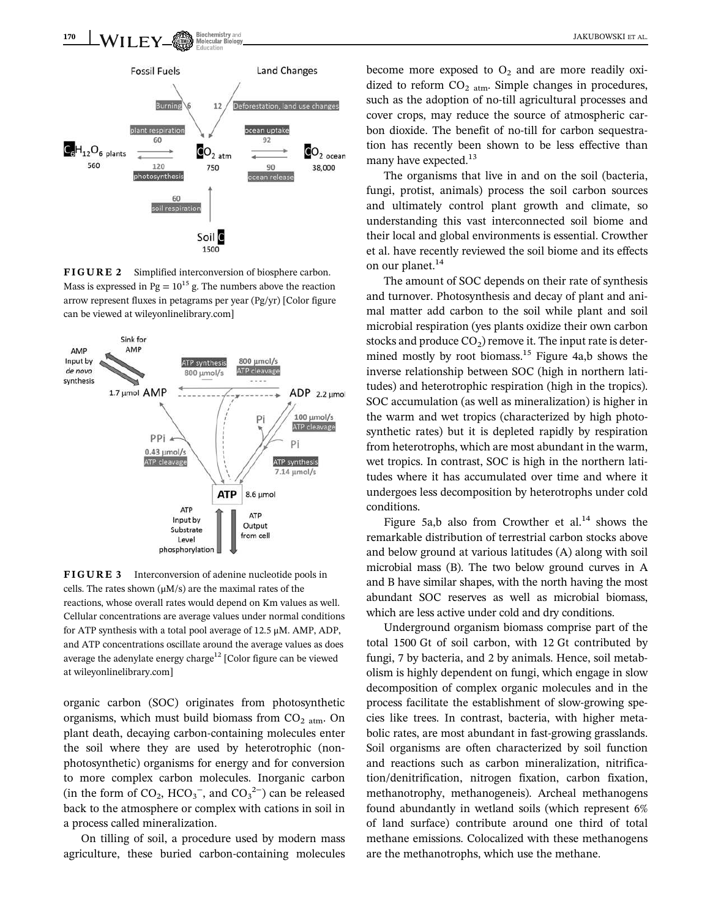**FIGURE 2** Simplified interconversion of biosphere carbon. Mass is expressed in Pg = $10^{15}$ g. The numbers above the reaction arrow represent fluxes in petagrams per year (Pg/yr) [Color figure can be viewed at wileyonlinelibrary.com]

**FIGURE 3** Interconversion of adenine nucleotide pools in cells. The rates shown (μM/s) are the maximal rates of the reactions, whose overall rates would depend on Km values as well. Cellular concentrations are average values under normal conditions for ATP synthesis with a total pool average of 12.5 μM. AMP, ADP, and ATP concentrations oscillate around the average values as does average the adenylate energy charge[12] [Color figure can be viewed at wileyonlinelibrary.com]

organic carbon (SOC) originates from photosynthetic organisms, which must build biomass from $CO_{2\ atm}$. On plant death, decaying carbon-containing molecules enter the soil where they are used by heterotrophic (non-photosynthetic) organisms for energy and for conversion to more complex carbon molecules. Inorganic carbon (in the form of $CO_2$, $HCO_3^-$, and $CO_3^{2-}$) can be released back to the atmosphere or complex with cations in soil in a process called mineralization.

On tilling of soil, a procedure used by modern mass agriculture, these buried carbon-containing molecules become more exposed to $O_2$ and are more readily oxidized to reform $CO_{2\ atm}$. Simple changes in procedures, such as the adoption of no-till agricultural processes and cover crops, may reduce the source of atmospheric carbon dioxide. The benefit of no-till for carbon sequestration has recently been shown to be less effective than many have expected.[13]

The organisms that live in and on the soil (bacteria, fungi, protist, animals) process the soil carbon sources and ultimately control plant growth and climate, so understanding this vast interconnected soil biome and their local and global environments is essential. Crowther et al. have recently reviewed the soil biome and its effects on our planet.[14]

The amount of SOC depends on their rate of synthesis and turnover. Photosynthesis and decay of plant and animal matter add carbon to the soil while plant and soil microbial respiration (yes plants oxidize their own carbon stocks and produce $CO_2$) remove it. The input rate is determined mostly by root biomass.[15] Figure 4a,b shows the inverse relationship between SOC (high in northern latitudes) and heterotrophic respiration (high in the tropics). SOC accumulation (as well as mineralization) is higher in the warm and wet tropics (characterized by high photosynthetic rates) but it is depleted rapidly by respiration from heterotrophs, which are most abundant in the warm, wet tropics. In contrast, SOC is high in the northern latitudes where it has accumulated over time and where it undergoes less decomposition by heterotrophs under cold conditions.

Figure 5a,b also from Crowther et al.[14] shows the remarkable distribution of terrestrial carbon stocks above and below ground at various latitudes (A) along with soil microbial mass (B). The two below ground curves in A and B have similar shapes, with the north having the most abundant SOC reserves as well as microbial biomass, which are less active under cold and dry conditions.

Underground organism biomass comprise part of the total 1500 Gt of soil carbon, with 12 Gt contributed by fungi, 7 by bacteria, and 2 by animals. Hence, soil metabolism is highly dependent on fungi, which engage in slow decomposition of complex organic molecules and in the process facilitate the establishment of slow-growing species like trees. In contrast, bacteria, with higher metabolic rates, are most abundant in fast-growing grasslands. Soil organisms are often characterized by soil function and reactions such as carbon mineralization, nitrification/denitrification, nitrogen fixation, carbon fixation, methanotrophy, methanogeneis). Archeal methanogens found abundantly in wetland soils (which represent 6% of land surface) contribute around one third of total methane emissions. Colocalized with these methanogens are the methanotrophs, which use the methane.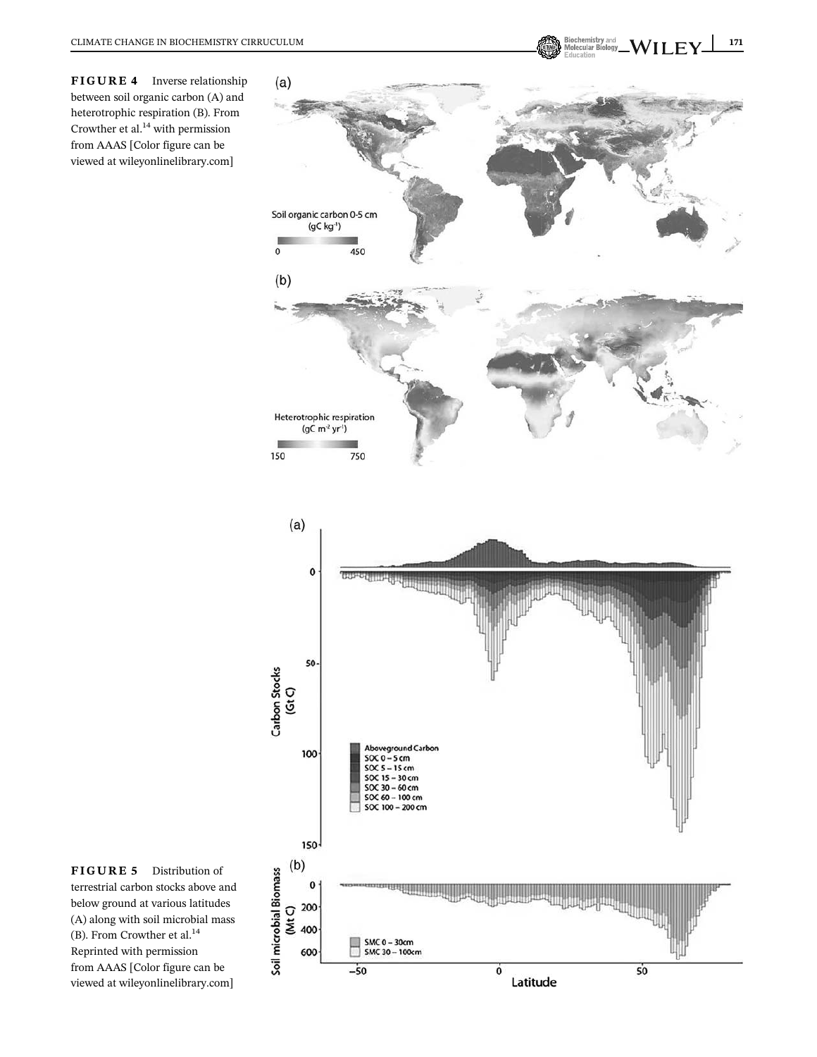**FIGURE 4** Inverse relationship between soil organic carbon (A) and heterotrophic respiration (B). From Crowther et al.[14] with permission from AAAS [Color figure can be viewed at wileyonlinelibrary.com]

**FIGURE 5** Distribution of terrestrial carbon stocks above and below ground at various latitudes (A) along with soil microbial mass (B). From Crowther et al.[14] Reprinted with permission from AAAS [Color figure can be viewed at wileyonlinelibrary.com]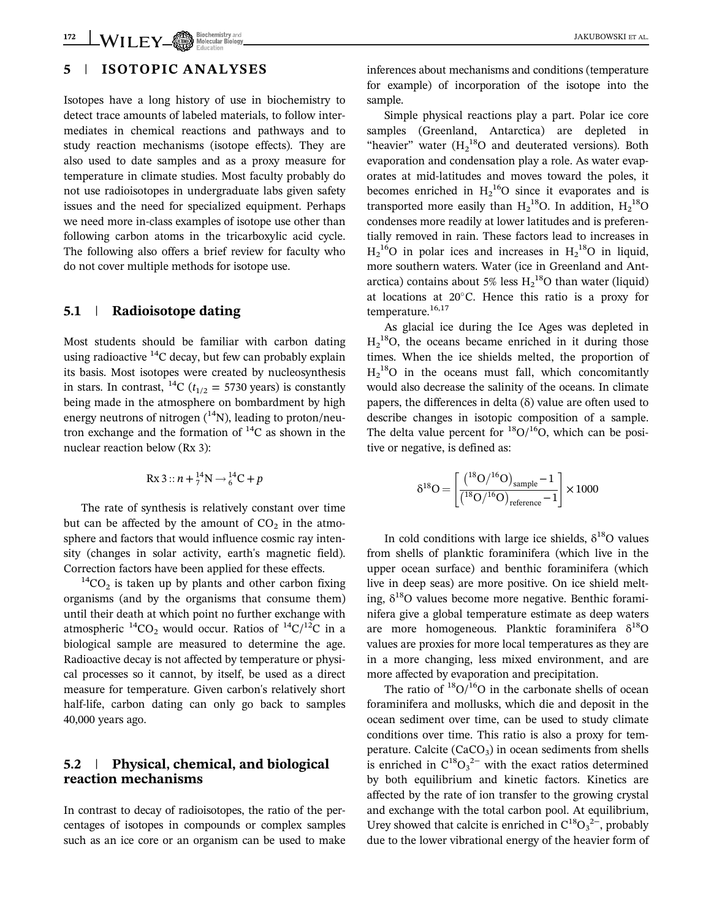## 5 | ISOTOPIC ANALYSES

Isotopes have a long history of use in biochemistry to detect trace amounts of labeled materials, to follow intermediates in chemical reactions and pathways and to study reaction mechanisms (isotope effects). They are also used to date samples and as a proxy measure for temperature in climate studies. Most faculty probably do not use radioisotopes in undergraduate labs given safety issues and the need for specialized equipment. Perhaps we need more in-class examples of isotope use other than following carbon atoms in the tricarboxylic acid cycle. The following also offers a brief review for faculty who do not cover multiple methods for isotope use.

### 5.1 | Radioisotope dating

Most students should be familiar with carbon dating using radioactive $^{14}C$ decay, but few can probably explain its basis. Most isotopes were created by nucleosynthesis in stars. In contrast, $^{14}C$ ($t_{1/2}$ = 5730 years) is constantly being made in the atmosphere on bombardment by high energy neutrons of nitrogen ($^{14}N$), leading to proton/neutron exchange and the formation of $^{14}C$ as shown in the nuclear reaction below (Rx 3):

$$\text{Rx 3} :: n + {}^{14}_{7}\text{N} \rightarrow {}^{14}_{6}\text{C} + p$$

The rate of synthesis is relatively constant over time but can be affected by the amount of $CO_2$ in the atmosphere and factors that would influence cosmic ray intensity (changes in solar activity, earth's magnetic field). Correction factors have been applied for these effects.

$^{14}CO_2$ is taken up by plants and other carbon fixing organisms (and by the organisms that consume them) until their death at which point no further exchange with atmospheric $^{14}CO_2$ would occur. Ratios of $^{14}C/^{12}C$ in a biological sample are measured to determine the age. Radioactive decay is not affected by temperature or physical processes so it cannot, by itself, be used as a direct measure for temperature. Given carbon's relatively short half-life, carbon dating can only go back to samples 40,000 years ago.

### 5.2 | Physical, chemical, and biological reaction mechanisms

In contrast to decay of radioisotopes, the ratio of the percentages of isotopes in compounds or complex samples such as an ice core or an organism can be used to make inferences about mechanisms and conditions (temperature for example) of incorporation of the isotope into the sample.

Simple physical reactions play a part. Polar ice core samples (Greenland, Antarctica) are depleted in "heavier" water ($H_2{}^{18}O$ and deuterated versions). Both evaporation and condensation play a role. As water evaporates at mid-latitudes and moves toward the poles, it becomes enriched in $H_2{}^{16}O$ since it evaporates and is transported more easily than $H_2{}^{18}O$. In addition, $H_2{}^{18}O$ condenses more readily at lower latitudes and is preferentially removed in rain. These factors lead to increases in $H_2{}^{16}O$ in polar ices and increases in $H_2{}^{18}O$ in liquid, more southern waters. Water (ice in Greenland and Antarctica) contains about 5% less $H_2{}^{18}O$ than water (liquid) at locations at 20°C. Hence this ratio is a proxy for temperature.[16,17]

As glacial ice during the Ice Ages was depleted in $H_2{}^{18}O$, the oceans became enriched in it during those times. When the ice shields melted, the proportion of $H_2{}^{18}O$ in the oceans must fall, which concomitantly would also decrease the salinity of the oceans. In climate papers, the differences in delta (δ) value are often used to describe changes in isotopic composition of a sample. The delta value percent for $^{18}O/^{16}O$, which can be positive or negative, is defined as:

$$\delta^{18}\text{O} = \left[\frac{\left({}^{18}\text{O}/{}^{16}\text{O}\right)_{\text{sample}} - 1}{\left({}^{18}\text{O}/{}^{16}\text{O}\right)_{\text{reference}} - 1}\right] \times 1000$$

In cold conditions with large ice shields, $\delta^{18}O$ values from shells of planktic foraminifera (which live in the upper ocean surface) and benthic foraminifera (which live in deep seas) are more positive. On ice shield melting, $\delta^{18}O$ values become more negative. Benthic foraminifera give a global temperature estimate as deep waters are more homogeneous. Planktic foraminifera $\delta^{18}O$ values are proxies for more local temperatures as they are in a more changing, less mixed environment, and are more affected by evaporation and precipitation.

The ratio of $^{18}O/^{16}O$ in the carbonate shells of ocean foraminifera and mollusks, which die and deposit in the ocean sediment over time, can be used to study climate conditions over time. This ratio is also a proxy for temperature. Calcite ($CaCO_3$) in ocean sediments from shells is enriched in $C^{18}O_3{}^{2-}$ with the exact ratios determined by both equilibrium and kinetic factors. Kinetics are affected by the rate of ion transfer to the growing crystal and exchange with the total carbon pool. At equilibrium, Urey showed that calcite is enriched in $C^{18}O_3{}^{2-}$, probably due to the lower vibrational energy of the heavier form of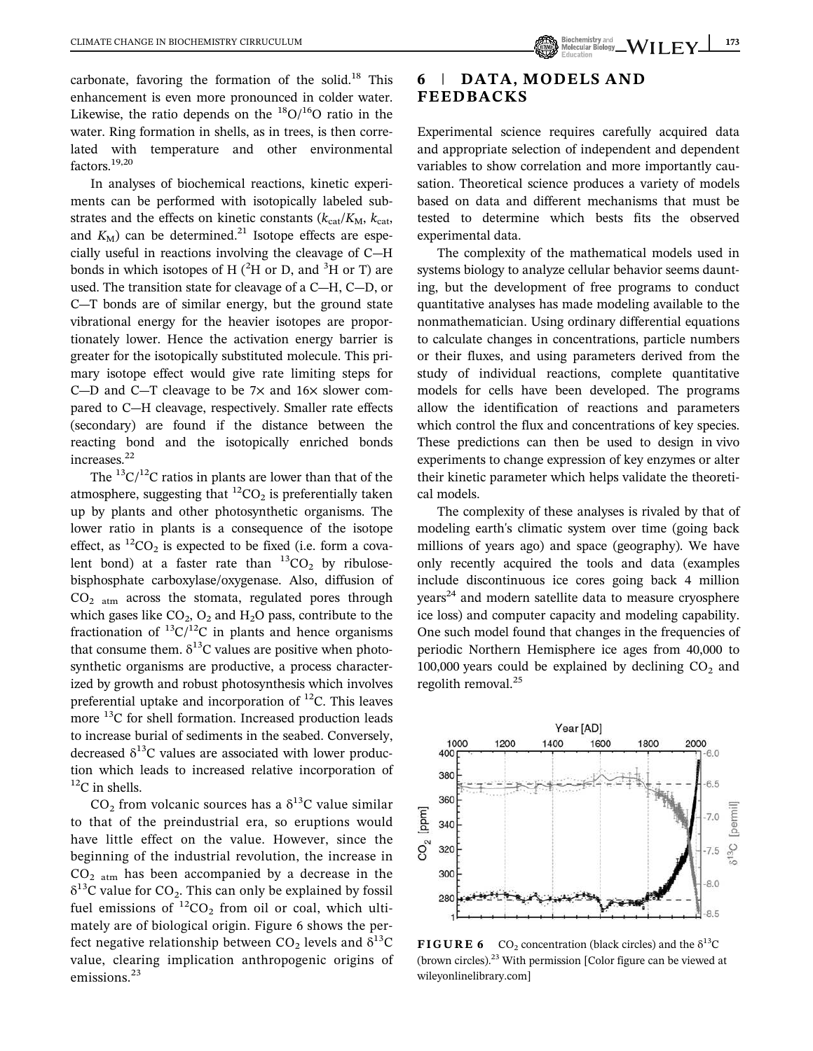carbonate, favoring the formation of the solid.[18] This enhancement is even more pronounced in colder water. Likewise, the ratio depends on the $^{18}O/^{16}O$ ratio in the water. Ring formation in shells, as in trees, is then correlated with temperature and other environmental factors.[19,20]

In analyses of biochemical reactions, kinetic experiments can be performed with isotopically labeled substrates and the effects on kinetic constants ($k_{cat}/K_M$, $k_{cat}$, and $K_M$) can be determined.[21] Isotope effects are especially useful in reactions involving the cleavage of C—H bonds in which isotopes of H ($^2H$ or D, and $^3H$ or T) are used. The transition state for cleavage of a C—H, C—D, or C—T bonds are of similar energy, but the ground state vibrational energy for the heavier isotopes are proportionately lower. Hence the activation energy barrier is greater for the isotopically substituted molecule. This primary isotope effect would give rate limiting steps for C—D and C—T cleavage to be 7× and 16× slower compared to C—H cleavage, respectively. Smaller rate effects (secondary) are found if the distance between the reacting bond and the isotopically enriched bonds increases.[22]

The $^{13}C/^{12}C$ ratios in plants are lower than that of the atmosphere, suggesting that $^{12}CO_2$ is preferentially taken up by plants and other photosynthetic organisms. The lower ratio in plants is a consequence of the isotope effect, as $^{12}CO_2$ is expected to be fixed (i.e. form a covalent bond) at a faster rate than $^{13}CO_2$ by ribulose-bisphosphate carboxylase/oxygenase. Also, diffusion of $CO_{2\ atm}$ across the stomata, regulated pores through which gases like $CO_2$, $O_2$ and $H_2O$ pass, contribute to the fractionation of $^{13}C/^{12}C$ in plants and hence organisms that consume them. $\delta^{13}C$ values are positive when photosynthetic organisms are productive, a process characterized by growth and robust photosynthesis which involves preferential uptake and incorporation of $^{12}C$. This leaves more $^{13}C$ for shell formation. Increased production leads to increase burial of sediments in the seabed. Conversely, decreased $\delta^{13}C$ values are associated with lower production which leads to increased relative incorporation of $^{12}C$ in shells.

$CO_2$ from volcanic sources has a $\delta^{13}C$ value similar to that of the preindustrial era, so eruptions would have little effect on the value. However, since the beginning of the industrial revolution, the increase in $CO_{2\ atm}$ has been accompanied by a decrease in the $\delta^{13}C$ value for $CO_2$. This can only be explained by fossil fuel emissions of $^{12}CO_2$ from oil or coal, which ultimately are of biological origin. Figure 6 shows the perfect negative relationship between $CO_2$ levels and $\delta^{13}C$ value, clearing implication anthropogenic origins of emissions.[23]

## 6 | DATA, MODELS AND FEEDBACKS

Experimental science requires carefully acquired data and appropriate selection of independent and dependent variables to show correlation and more importantly causation. Theoretical science produces a variety of models based on data and different mechanisms that must be tested to determine which bests fits the observed experimental data.

The complexity of the mathematical models used in systems biology to analyze cellular behavior seems daunting, but the development of free programs to conduct quantitative analyses has made modeling available to the nonmathematician. Using ordinary differential equations to calculate changes in concentrations, particle numbers or their fluxes, and using parameters derived from the study of individual reactions, complete quantitative models for cells have been developed. The programs allow the identification of reactions and parameters which control the flux and concentrations of key species. These predictions can then be used to design in vivo experiments to change expression of key enzymes or alter their kinetic parameter which helps validate the theoretical models.

The complexity of these analyses is rivaled by that of modeling earth's climatic system over time (going back millions of years ago) and space (geography). We have only recently acquired the tools and data (examples include discontinuous ice cores going back 4 million years[24] and modern satellite data to measure cryosphere ice loss) and computer capacity and modeling capability. One such model found that changes in the frequencies of periodic Northern Hemisphere ice ages from 40,000 to 100,000 years could be explained by declining $CO_2$ and regolith removal.[25]

**FIGURE 6** $CO_2$ concentration (black circles) and the $\delta^{13}C$ (brown circles).[23] With permission [Color figure can be viewed at wileyonlinelibrary.com]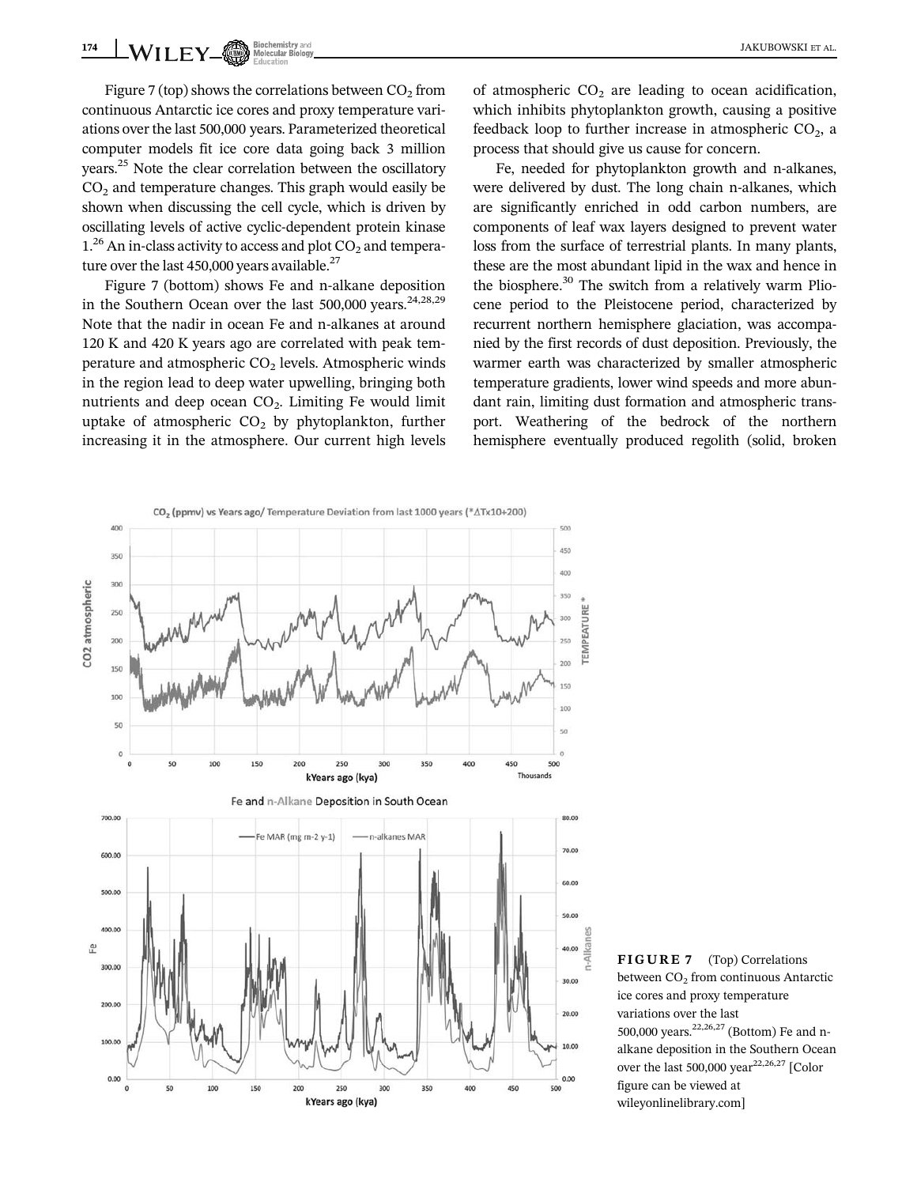Figure 7 (top) shows the correlations between $CO_2$ from continuous Antarctic ice cores and proxy temperature variations over the last 500,000 years. Parameterized theoretical computer models fit ice core data going back 3 million years.[25] Note the clear correlation between the oscillatory $CO_2$ and temperature changes. This graph would easily be shown when discussing the cell cycle, which is driven by oscillating levels of active cyclic-dependent protein kinase 1.[26] An in-class activity to access and plot $CO_2$ and temperature over the last 450,000 years available.[27]

Figure 7 (bottom) shows Fe and n-alkane deposition in the Southern Ocean over the last 500,000 years.[24,28,29] Note that the nadir in ocean Fe and n-alkanes at around 120 K and 420 K years ago are correlated with peak temperature and atmospheric $CO_2$ levels. Atmospheric winds in the region lead to deep water upwelling, bringing both nutrients and deep ocean $CO_2$. Limiting Fe would limit uptake of atmospheric $CO_2$ by phytoplankton, further increasing it in the atmosphere. Our current high levels of atmospheric $CO_2$ are leading to ocean acidification, which inhibits phytoplankton growth, causing a positive feedback loop to further increase in atmospheric $CO_2$, a process that should give us cause for concern.

Fe, needed for phytoplankton growth and n-alkanes, were delivered by dust. The long chain n-alkanes, which are significantly enriched in odd carbon numbers, are components of leaf wax layers designed to prevent water loss from the surface of terrestrial plants. In many plants, these are the most abundant lipid in the wax and hence in the biosphere.[30] The switch from a relatively warm Pliocene period to the Pleistocene period, characterized by recurrent northern hemisphere glaciation, was accompanied by the first records of dust deposition. Previously, the warmer earth was characterized by smaller atmospheric temperature gradients, lower wind speeds and more abundant rain, limiting dust formation and atmospheric transport. Weathering of the bedrock of the northern hemisphere eventually produced regolith (solid, broken

**FIGURE 7** (Top) Correlations between $CO_2$ from continuous Antarctic ice cores and proxy temperature variations over the last 500,000 years.[22,26,27] (Bottom) Fe and n-alkane deposition in the Southern Ocean over the last 500,000 year[22,26,27] [Color figure can be viewed at wileyonlinelibrary.com]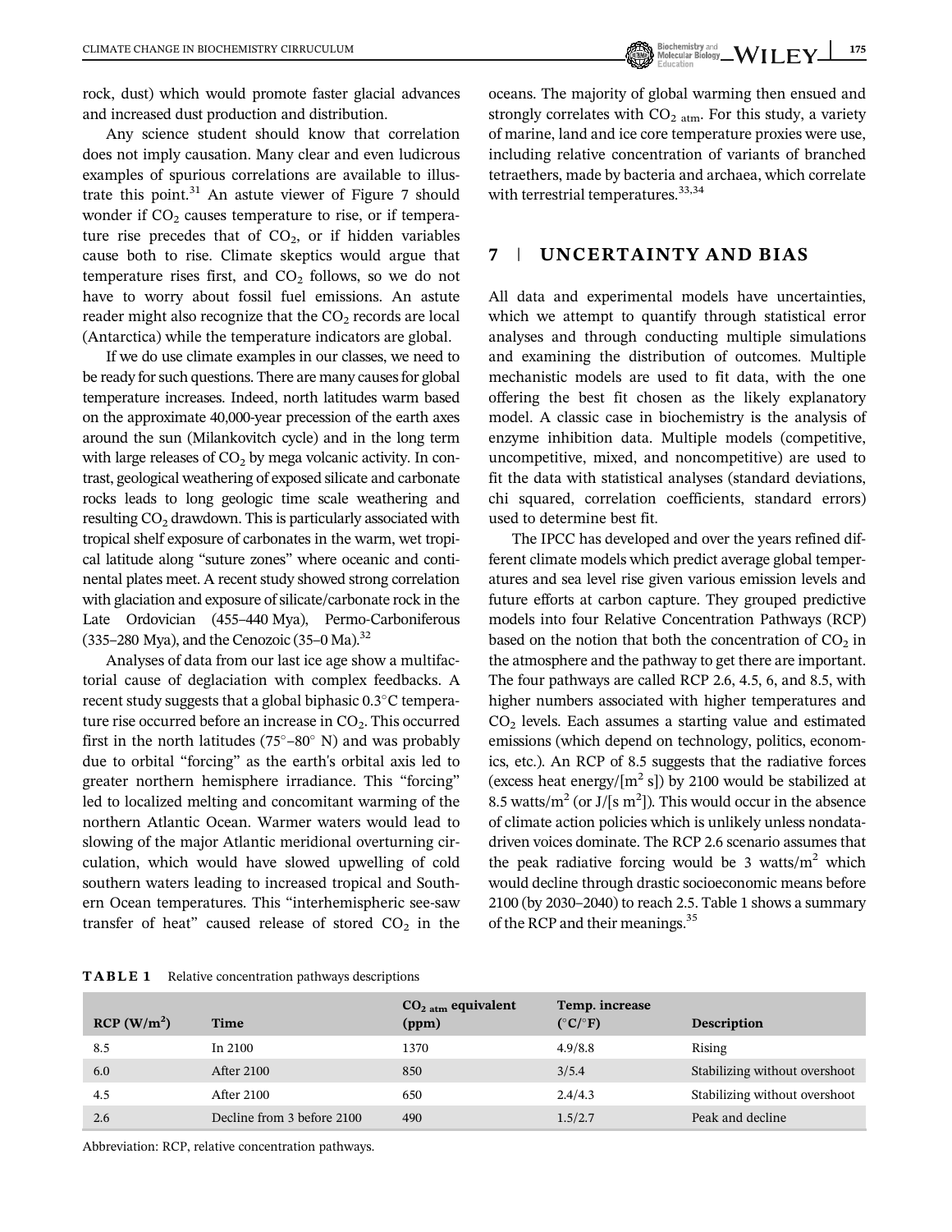rock, dust) which would promote faster glacial advances and increased dust production and distribution.

Any science student should know that correlation does not imply causation. Many clear and even ludicrous examples of spurious correlations are available to illustrate this point.[31] An astute viewer of Figure 7 should wonder if $CO_2$ causes temperature to rise, or if temperature rise precedes that of $CO_2$, or if hidden variables cause both to rise. Climate skeptics would argue that temperature rises first, and $CO_2$ follows, so we do not have to worry about fossil fuel emissions. An astute reader might also recognize that the $CO_2$ records are local (Antarctica) while the temperature indicators are global.

If we do use climate examples in our classes, we need to be ready for such questions. There are many causes for global temperature increases. Indeed, north latitudes warm based on the approximate 40,000-year precession of the earth axes around the sun (Milankovitch cycle) and in the long term with large releases of $CO_2$ by mega volcanic activity. In contrast, geological weathering of exposed silicate and carbonate rocks leads to long geologic time scale weathering and resulting $CO_2$ drawdown. This is particularly associated with tropical shelf exposure of carbonates in the warm, wet tropical latitude along "suture zones" where oceanic and continental plates meet. A recent study showed strong correlation with glaciation and exposure of silicate/carbonate rock in the Late Ordovician (455–440 Mya), Permo-Carboniferous (335–280 Mya), and the Cenozoic (35–0 Ma).[32]

Analyses of data from our last ice age show a multifactorial cause of deglaciation with complex feedbacks. A recent study suggests that a global biphasic 0.3°C temperature rise occurred before an increase in $CO_2$. This occurred first in the north latitudes (75°–80° N) and was probably due to orbital "forcing" as the earth's orbital axis led to greater northern hemisphere irradiance. This "forcing" led to localized melting and concomitant warming of the northern Atlantic Ocean. Warmer waters would lead to slowing of the major Atlantic meridional overturning circulation, which would have slowed upwelling of cold southern waters leading to increased tropical and Southern Ocean temperatures. This "interhemispheric see-saw transfer of heat" caused release of stored $CO_2$ in the oceans. The majority of global warming then ensued and strongly correlates with $CO_{2\ atm}$. For this study, a variety of marine, land and ice core temperature proxies were use, including relative concentration of variants of branched tetraethers, made by bacteria and archaea, which correlate with terrestrial temperatures.[33,34]

## 7 | UNCERTAINTY AND BIAS

All data and experimental models have uncertainties, which we attempt to quantify through statistical error analyses and through conducting multiple simulations and examining the distribution of outcomes. Multiple mechanistic models are used to fit data, with the one offering the best fit chosen as the likely explanatory model. A classic case in biochemistry is the analysis of enzyme inhibition data. Multiple models (competitive, uncompetitive, mixed, and noncompetitive) are used to fit the data with statistical analyses (standard deviations, chi squared, correlation coefficients, standard errors) used to determine best fit.

The IPCC has developed and over the years refined different climate models which predict average global temperatures and sea level rise given various emission levels and future efforts at carbon capture. They grouped predictive models into four Relative Concentration Pathways (RCP) based on the notion that both the concentration of $CO_2$ in the atmosphere and the pathway to get there are important. The four pathways are called RCP 2.6, 4.5, 6, and 8.5, with higher numbers associated with higher temperatures and $CO_2$ levels. Each assumes a starting value and estimated emissions (which depend on technology, politics, economics, etc.). An RCP of 8.5 suggests that the radiative forces (excess heat energy/[$m^2$ s]) by 2100 would be stabilized at 8.5 watts/$m^2$ (or J/[s $m^2$]). This would occur in the absence of climate action policies which is unlikely unless nondata-driven voices dominate. The RCP 2.6 scenario assumes that the peak radiative forcing would be 3 watts/$m^2$ which would decline through drastic socioeconomic means before 2100 (by 2030–2040) to reach 2.5. Table 1 shows a summary of the RCP and their meanings.[35]

**TABLE 1** Relative concentration pathways descriptions

| RCP (W/$m^2$) | Time | $CO_{2\ atm}$ equivalent (ppm) | Temp. increase (°C/°F) | Description |
|---|---|---|---|---|
| 8.5 | In 2100 | 1370 | 4.9/8.8 | Rising |
| 6.0 | After 2100 | 850 | 3/5.4 | Stabilizing without overshoot |
| 4.5 | After 2100 | 650 | 2.4/4.3 | Stabilizing without overshoot |
| 2.6 | Decline from 3 before 2100 | 490 | 1.5/2.7 | Peak and decline |

Abbreviation: RCP, relative concentration pathways.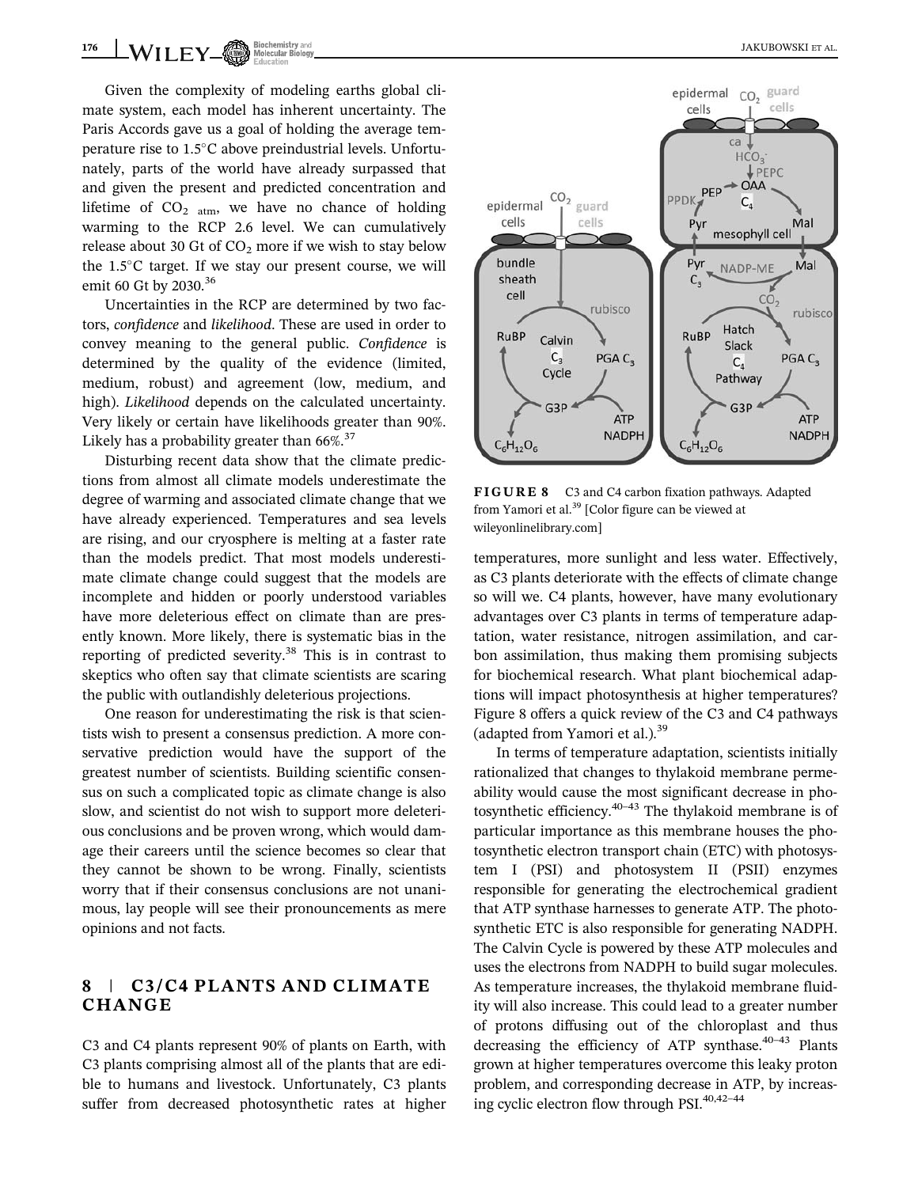Given the complexity of modeling earths global climate system, each model has inherent uncertainty. The Paris Accords gave us a goal of holding the average temperature rise to 1.5°C above preindustrial levels. Unfortunately, parts of the world have already surpassed that and given the present and predicted concentration and lifetime of $CO_{2\ atm}$, we have no chance of holding warming to the RCP 2.6 level. We can cumulatively release about 30 Gt of $CO_2$ more if we wish to stay below the 1.5°C target. If we stay our present course, we will emit 60 Gt by 2030.[36]

Uncertainties in the RCP are determined by two factors, *confidence* and *likelihood*. These are used in order to convey meaning to the general public. *Confidence* is determined by the quality of the evidence (limited, medium, robust) and agreement (low, medium, and high). *Likelihood* depends on the calculated uncertainty. Very likely or certain have likelihoods greater than 90%. Likely has a probability greater than 66%.[37]

Disturbing recent data show that the climate predictions from almost all climate models underestimate the degree of warming and associated climate change that we have already experienced. Temperatures and sea levels are rising, and our cryosphere is melting at a faster rate than the models predict. That most models underestimate climate change could suggest that the models are incomplete and hidden or poorly understood variables have more deleterious effect on climate than are presently known. More likely, there is systematic bias in the reporting of predicted severity.[38] This is in contrast to skeptics who often say that climate scientists are scaring the public with outlandishly deleterious projections.

One reason for underestimating the risk is that scientists wish to present a consensus prediction. A more conservative prediction would have the support of the greatest number of scientists. Building scientific consensus on such a complicated topic as climate change is also slow, and scientist do not wish to support more deleterious conclusions and be proven wrong, which would damage their careers until the science becomes so clear that they cannot be shown to be wrong. Finally, scientists worry that if their consensus conclusions are not unanimous, lay people will see their pronouncements as mere opinions and not facts.

## 8 | C3/C4 PLANTS AND CLIMATE CHANGE

C3 and C4 plants represent 90% of plants on Earth, with C3 plants comprising almost all of the plants that are edible to humans and livestock. Unfortunately, C3 plants suffer from decreased photosynthetic rates at higher temperatures, more sunlight and less water. Effectively, as C3 plants deteriorate with the effects of climate change so will we. C4 plants, however, have many evolutionary advantages over C3 plants in terms of temperature adaptation, water resistance, nitrogen assimilation, and carbon assimilation, thus making them promising subjects for biochemical research. What plant biochemical adaptions will impact photosynthesis at higher temperatures? Figure 8 offers a quick review of the C3 and C4 pathways (adapted from Yamori et al.).[39]

**FIGURE 8** C3 and C4 carbon fixation pathways. Adapted from Yamori et al.[39] [Color figure can be viewed at wileyonlinelibrary.com]

In terms of temperature adaptation, scientists initially rationalized that changes to thylakoid membrane permeability would cause the most significant decrease in photosynthetic efficiency.[40–43] The thylakoid membrane is of particular importance as this membrane houses the photosynthetic electron transport chain (ETC) with photosystem I (PSI) and photosystem II (PSII) enzymes responsible for generating the electrochemical gradient that ATP synthase harnesses to generate ATP. The photosynthetic ETC is also responsible for generating NADPH. The Calvin Cycle is powered by these ATP molecules and uses the electrons from NADPH to build sugar molecules. As temperature increases, the thylakoid membrane fluidity will also increase. This could lead to a greater number of protons diffusing out of the chloroplast and thus decreasing the efficiency of ATP synthase.[40–43] Plants grown at higher temperatures overcome this leaky proton problem, and corresponding decrease in ATP, by increasing cyclic electron flow through PSI.[40,42–44]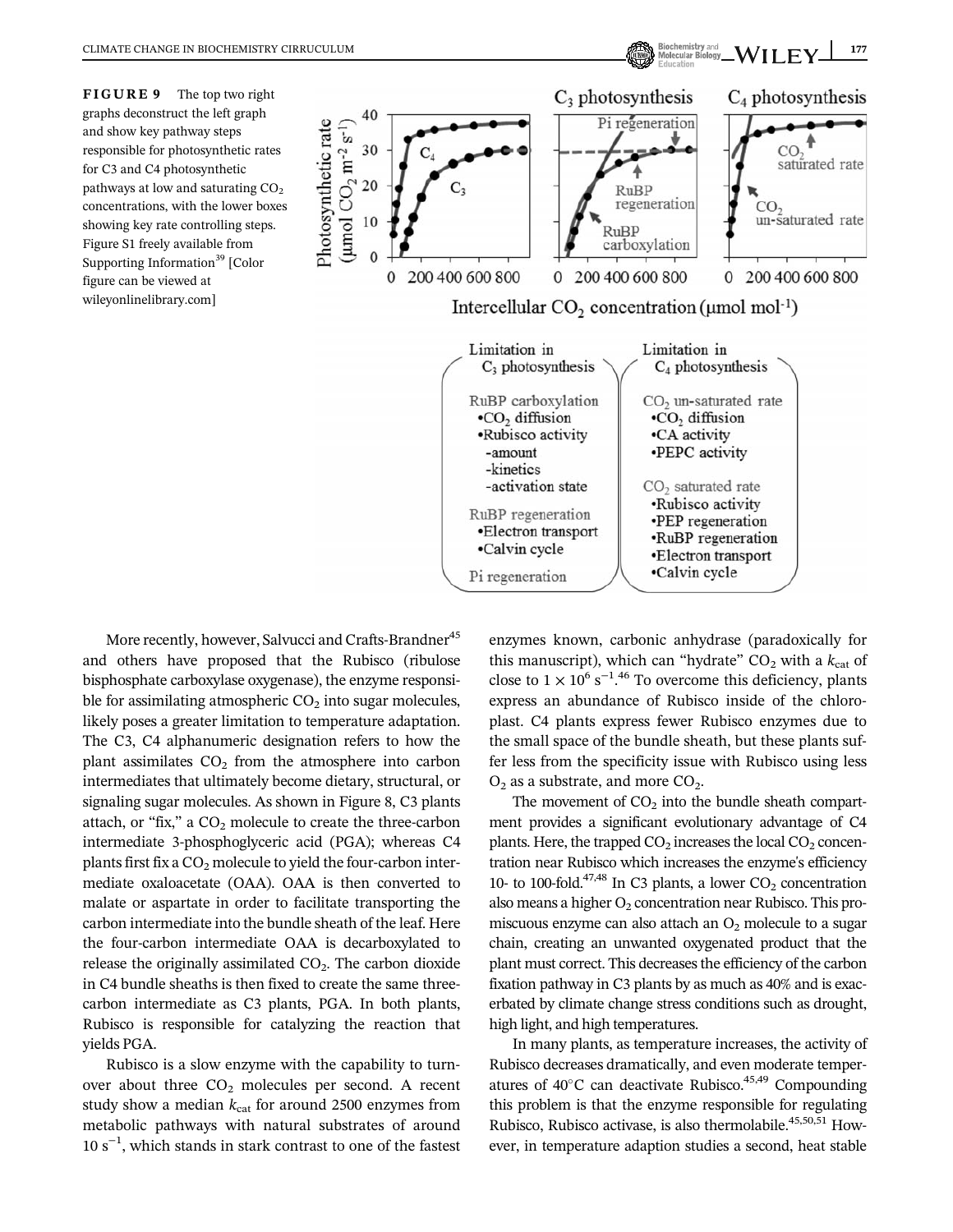FIGURE 9 The top two right graphs deconstruct the left graph and show key pathway steps responsible for photosynthetic rates for C3 and C4 photosynthetic pathways at low and saturating $CO_2$ concentrations, with the lower boxes showing key rate controlling steps. Figure S1 freely available from Supporting Information[39] [Color figure can be viewed at wileyonlinelibrary.com]

More recently, however, Salvucci and Crafts-Brandner[45] and others have proposed that the Rubisco (ribulose bisphosphate carboxylase oxygenase), the enzyme responsible for assimilating atmospheric $CO_2$ into sugar molecules, likely poses a greater limitation to temperature adaptation. The C3, C4 alphanumeric designation refers to how the plant assimilates $CO_2$ from the atmosphere into carbon intermediates that ultimately become dietary, structural, or signaling sugar molecules. As shown in Figure 8, C3 plants attach, or "fix," a $CO_2$ molecule to create the three-carbon intermediate 3-phosphoglyceric acid (PGA); whereas C4 plants first fix a $CO_2$ molecule to yield the four-carbon intermediate oxaloacetate (OAA). OAA is then converted to malate or aspartate in order to facilitate transporting the carbon intermediate into the bundle sheath of the leaf. Here the four-carbon intermediate OAA is decarboxylated to release the originally assimilated $CO_2$. The carbon dioxide in C4 bundle sheaths is then fixed to create the same three-carbon intermediate as C3 plants, PGA. In both plants, Rubisco is responsible for catalyzing the reaction that yields PGA.

Rubisco is a slow enzyme with the capability to turnover about three $CO_2$ molecules per second. A recent study show a median $k_{cat}$ for around 2500 enzymes from metabolic pathways with natural substrates of around $10\ s^{-1}$, which stands in stark contrast to one of the fastest enzymes known, carbonic anhydrase (paradoxically for this manuscript), which can "hydrate" $CO_2$ with a $k_{cat}$ of close to $1 \times 10^6\ s^{-1}$.[46] To overcome this deficiency, plants express an abundance of Rubisco inside of the chloroplast. C4 plants express fewer Rubisco enzymes due to the small space of the bundle sheath, but these plants suffer less from the specificity issue with Rubisco using less $O_2$ as a substrate, and more $CO_2$.

The movement of $CO_2$ into the bundle sheath compartment provides a significant evolutionary advantage of C4 plants. Here, the trapped $CO_2$ increases the local $CO_2$ concentration near Rubisco which increases the enzyme's efficiency 10- to 100-fold.[47,48] In C3 plants, a lower $CO_2$ concentration also means a higher $O_2$ concentration near Rubisco. This promiscuous enzyme can also attach an $O_2$ molecule to a sugar chain, creating an unwanted oxygenated product that the plant must correct. This decreases the efficiency of the carbon fixation pathway in C3 plants by as much as 40% and is exacerbated by climate change stress conditions such as drought, high light, and high temperatures.

In many plants, as temperature increases, the activity of Rubisco decreases dramatically, and even moderate temperatures of 40°C can deactivate Rubisco.[45,49] Compounding this problem is that the enzyme responsible for regulating Rubisco, Rubisco activase, is also thermolabile.[45,50,51] However, in temperature adaption studies a second, heat stable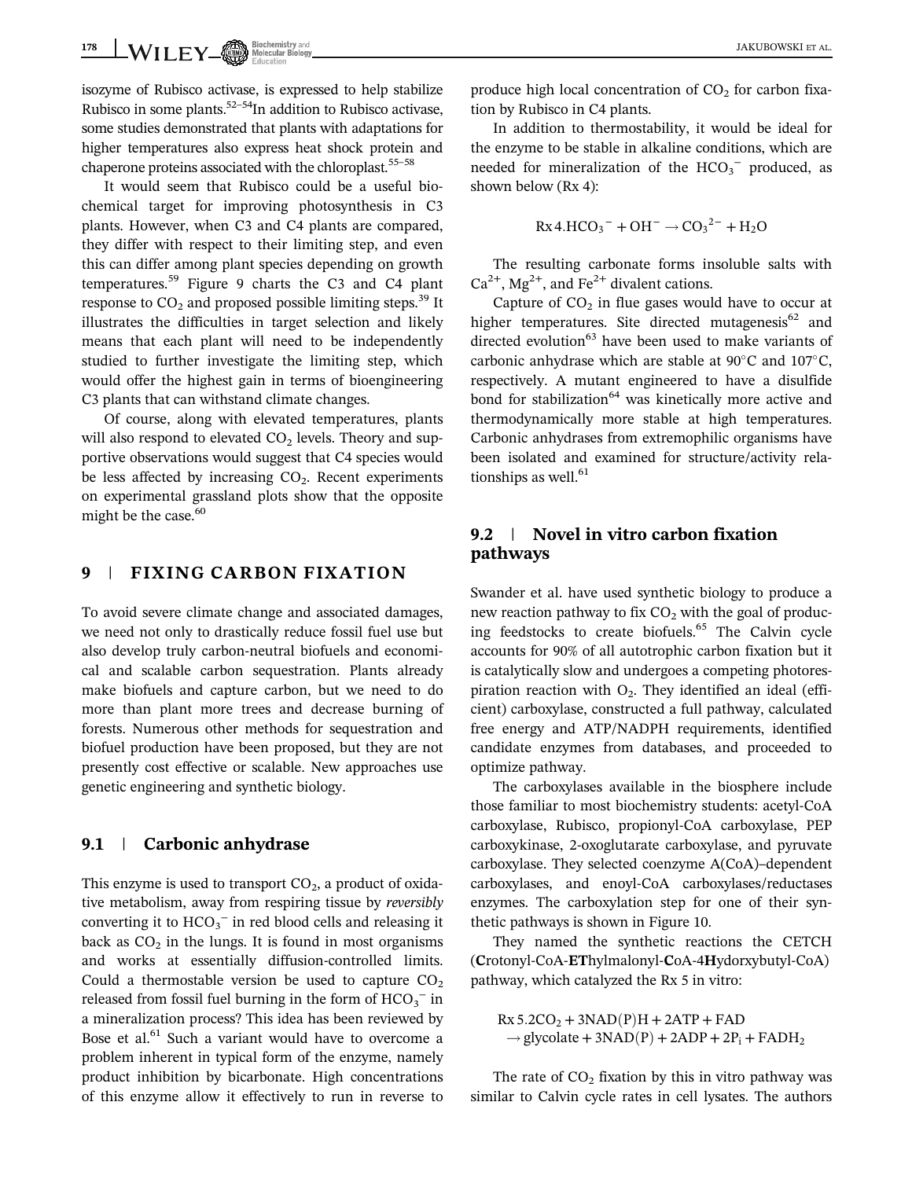isozyme of Rubisco activase, is expressed to help stabilize Rubisco in some plants.[52–54] In addition to Rubisco activase, some studies demonstrated that plants with adaptations for higher temperatures also express heat shock protein and chaperone proteins associated with the chloroplast.[55–58]

It would seem that Rubisco could be a useful biochemical target for improving photosynthesis in C3 plants. However, when C3 and C4 plants are compared, they differ with respect to their limiting step, and even this can differ among plant species depending on growth temperatures.[59] Figure 9 charts the C3 and C4 plant response to $CO_2$ and proposed possible limiting steps.[39] It illustrates the difficulties in target selection and likely means that each plant will need to be independently studied to further investigate the limiting step, which would offer the highest gain in terms of bioengineering C3 plants that can withstand climate changes.

Of course, along with elevated temperatures, plants will also respond to elevated $CO_2$ levels. Theory and supportive observations would suggest that C4 species would be less affected by increasing $CO_2$. Recent experiments on experimental grassland plots show that the opposite might be the case.[60]

## 9 | FIXING CARBON FIXATION

To avoid severe climate change and associated damages, we need not only to drastically reduce fossil fuel use but also develop truly carbon-neutral biofuels and economical and scalable carbon sequestration. Plants already make biofuels and capture carbon, but we need to do more than plant more trees and decrease burning of forests. Numerous other methods for sequestration and biofuel production have been proposed, but they are not presently cost effective or scalable. New approaches use genetic engineering and synthetic biology.

### 9.1 | Carbonic anhydrase

This enzyme is used to transport $CO_2$, a product of oxidative metabolism, away from respiring tissue by *reversibly* converting it to $HCO_3^-$ in red blood cells and releasing it back as $CO_2$ in the lungs. It is found in most organisms and works at essentially diffusion-controlled limits. Could a thermostable version be used to capture $CO_2$ released from fossil fuel burning in the form of $HCO_3^-$ in a mineralization process? This idea has been reviewed by Bose et al.[61] Such a variant would have to overcome a problem inherent in typical form of the enzyme, namely product inhibition by bicarbonate. High concentrations of this enzyme allow it effectively to run in reverse to produce high local concentration of $CO_2$ for carbon fixation by Rubisco in C4 plants.

In addition to thermostability, it would be ideal for the enzyme to be stable in alkaline conditions, which are needed for mineralization of the $HCO_3^-$ produced, as shown below (Rx 4):

$$\text{Rx 4.}\ HCO_3^- + OH^- \rightarrow CO_3^{2-} + H_2O$$

The resulting carbonate forms insoluble salts with $Ca^{2+}$, $Mg^{2+}$, and $Fe^{2+}$ divalent cations.

Capture of $CO_2$ in flue gases would have to occur at higher temperatures. Site directed mutagenesis[62] and directed evolution[63] have been used to make variants of carbonic anhydrase which are stable at 90°C and 107°C, respectively. A mutant engineered to have a disulfide bond for stabilization[64] was kinetically more active and thermodynamically more stable at high temperatures. Carbonic anhydrases from extremophilic organisms have been isolated and examined for structure/activity relationships as well.[61]

### 9.2 | Novel in vitro carbon fixation pathways

Swander et al. have used synthetic biology to produce a new reaction pathway to fix $CO_2$ with the goal of producing feedstocks to create biofuels.[65] The Calvin cycle accounts for 90% of all autotrophic carbon fixation but it is catalytically slow and undergoes a competing photorespiration reaction with $O_2$. They identified an ideal (efficient) carboxylase, constructed a full pathway, calculated free energy and ATP/NADPH requirements, identified candidate enzymes from databases, and proceeded to optimize pathway.

The carboxylases available in the biosphere include those familiar to most biochemistry students: acetyl-CoA carboxylase, Rubisco, propionyl-CoA carboxylase, PEP carboxykinase, 2-oxoglutarate carboxylase, and pyruvate carboxylase. They selected coenzyme A(CoA)–dependent carboxylases, and enoyl-CoA carboxylases/reductases enzymes. The carboxylation step for one of their synthetic pathways is shown in Figure 10.

They named the synthetic reactions the CETCH (**C**rotonyl-CoA-**ET**hylmalonyl-**C**oA-4**H**ydorxybutyl-CoA) pathway, which catalyzed the Rx 5 in vitro:

$$\text{Rx 5.}\ 2CO_2 + 3NAD(P)H + 2ATP + FAD \rightarrow \text{glycolate} + 3NAD(P) + 2ADP + 2P_i + FADH_2$$

The rate of $CO_2$ fixation by this in vitro pathway was similar to Calvin cycle rates in cell lysates. The authors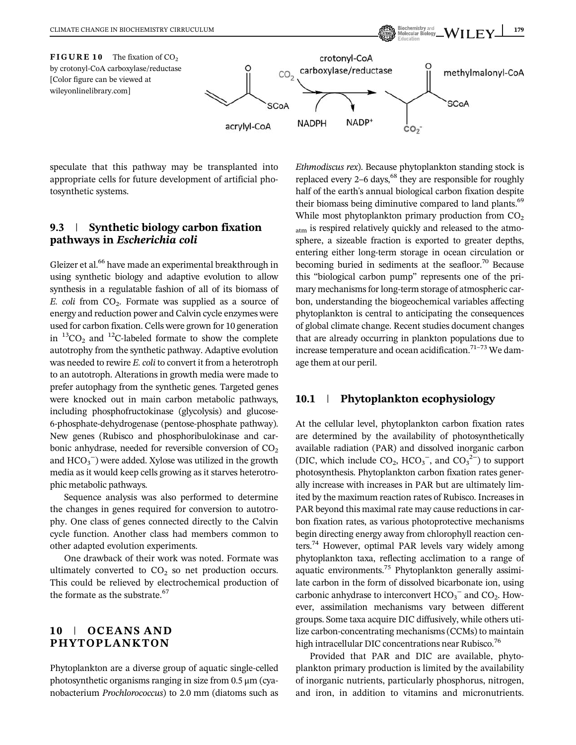**FIGURE 10** The fixation of $CO_2$ by crotonyl-CoA carboxylase/reductase [Color figure can be viewed at wileyonlinelibrary.com]

speculate that this pathway may be transplanted into appropriate cells for future development of artificial photosynthetic systems.

### 9.3 | Synthetic biology carbon fixation pathways in *Escherichia coli*

Gleizer et al.[66] have made an experimental breakthrough in using synthetic biology and adaptive evolution to allow synthesis in a regulatable fashion of all of its biomass of *E. coli* from $CO_2$. Formate was supplied as a source of energy and reduction power and Calvin cycle enzymes were used for carbon fixation. Cells were grown for 10 generation in $^{13}CO_2$ and $^{12}C$-labeled formate to show the complete autotrophy from the synthetic pathway. Adaptive evolution was needed to rewire *E. coli* to convert it from a heterotroph to an autotroph. Alterations in growth media were made to prefer autophagy from the synthetic genes. Targeted genes were knocked out in main carbon metabolic pathways, including phosphofructokinase (glycolysis) and glucose-6-phosphate-dehydrogenase (pentose-phosphate pathway). New genes (Rubisco and phosphoribulokinase and carbonic anhydrase, needed for reversible conversion of $CO_2$ and $HCO_3^-$) were added. Xylose was utilized in the growth media as it would keep cells growing as it starves heterotrophic metabolic pathways.

Sequence analysis was also performed to determine the changes in genes required for conversion to autotrophy. One class of genes connected directly to the Calvin cycle function. Another class had members common to other adapted evolution experiments.

One drawback of their work was noted. Formate was ultimately converted to $CO_2$ so net production occurs. This could be relieved by electrochemical production of the formate as the substrate.[67]

## 10 | OCEANS AND PHYTOPLANKTON

Phytoplankton are a diverse group of aquatic single-celled photosynthetic organisms ranging in size from 0.5 μm (cyanobacterium *Prochlorococcus*) to 2.0 mm (diatoms such as *Ethmodiscus rex*). Because phytoplankton standing stock is replaced every 2–6 days,[68] they are responsible for roughly half of the earth's annual biological carbon fixation despite their biomass being diminutive compared to land plants.[69] While most phytoplankton primary production from $CO_{2\,atm}$ is respired relatively quickly and released to the atmosphere, a sizeable fraction is exported to greater depths, entering either long-term storage in ocean circulation or becoming buried in sediments at the seafloor.[70] Because this "biological carbon pump" represents one of the primary mechanisms for long-term storage of atmospheric carbon, understanding the biogeochemical variables affecting phytoplankton is central to anticipating the consequences of global climate change. Recent studies document changes that are already occurring in plankton populations due to increase temperature and ocean acidification.[71–73] We damage them at our peril.

### 10.1 | Phytoplankton ecophysiology

At the cellular level, phytoplankton carbon fixation rates are determined by the availability of photosynthetically available radiation (PAR) and dissolved inorganic carbon (DIC, which include $CO_2$, $HCO_3^-$, and $CO_3^{2-}$) to support photosynthesis. Phytoplankton carbon fixation rates generally increase with increases in PAR but are ultimately limited by the maximum reaction rates of Rubisco. Increases in PAR beyond this maximal rate may cause reductions in carbon fixation rates, as various photoprotective mechanisms begin directing energy away from chlorophyll reaction centers.[74] However, optimal PAR levels vary widely among phytoplankton taxa, reflecting acclimation to a range of aquatic environments.[75] Phytoplankton generally assimilate carbon in the form of dissolved bicarbonate ion, using carbonic anhydrase to interconvert $HCO_3^-$ and $CO_2$. However, assimilation mechanisms vary between different groups. Some taxa acquire DIC diffusively, while others utilize carbon-concentrating mechanisms (CCMs) to maintain high intracellular DIC concentrations near Rubisco.[76]

Provided that PAR and DIC are available, phytoplankton primary production is limited by the availability of inorganic nutrients, particularly phosphorus, nitrogen, and iron, in addition to vitamins and micronutrients.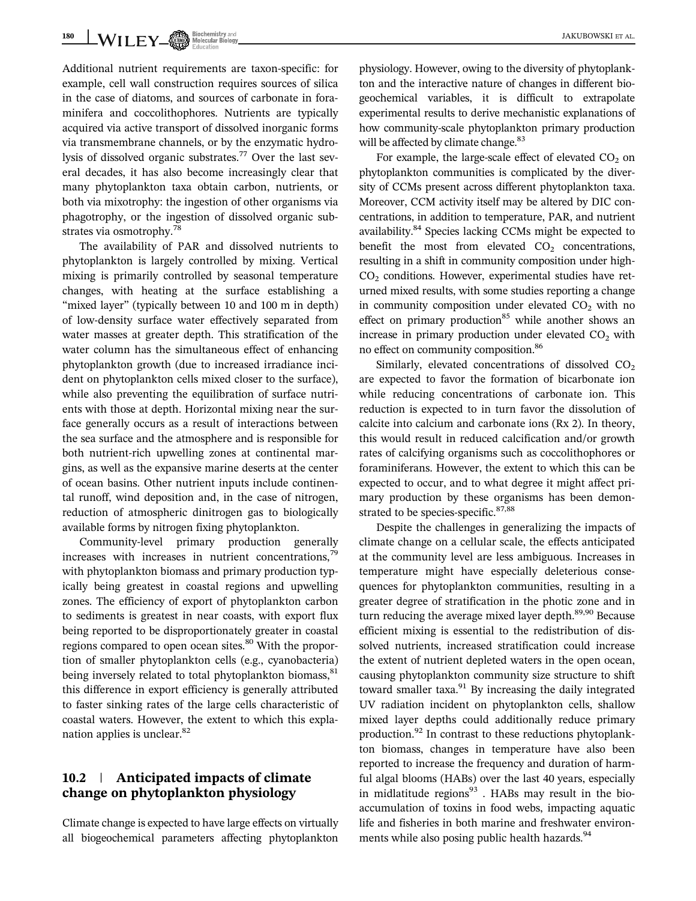Additional nutrient requirements are taxon-specific: for example, cell wall construction requires sources of silica in the case of diatoms, and sources of carbonate in foraminifera and coccolithophores. Nutrients are typically acquired via active transport of dissolved inorganic forms via transmembrane channels, or by the enzymatic hydrolysis of dissolved organic substrates.[77] Over the last several decades, it has also become increasingly clear that many phytoplankton taxa obtain carbon, nutrients, or both via mixotrophy: the ingestion of other organisms via phagotrophy, or the ingestion of dissolved organic substrates via osmotrophy.[78]

The availability of PAR and dissolved nutrients to phytoplankton is largely controlled by mixing. Vertical mixing is primarily controlled by seasonal temperature changes, with heating at the surface establishing a "mixed layer" (typically between 10 and 100 m in depth) of low-density surface water effectively separated from water masses at greater depth. This stratification of the water column has the simultaneous effect of enhancing phytoplankton growth (due to increased irradiance incident on phytoplankton cells mixed closer to the surface), while also preventing the equilibration of surface nutrients with those at depth. Horizontal mixing near the surface generally occurs as a result of interactions between the sea surface and the atmosphere and is responsible for both nutrient-rich upwelling zones at continental margins, as well as the expansive marine deserts at the center of ocean basins. Other nutrient inputs include continental runoff, wind deposition and, in the case of nitrogen, reduction of atmospheric dinitrogen gas to biologically available forms by nitrogen fixing phytoplankton.

Community-level primary production generally increases with increases in nutrient concentrations,[79] with phytoplankton biomass and primary production typically being greatest in coastal regions and upwelling zones. The efficiency of export of phytoplankton carbon to sediments is greatest in near coasts, with export flux being reported to be disproportionately greater in coastal regions compared to open ocean sites.[80] With the proportion of smaller phytoplankton cells (e.g., cyanobacteria) being inversely related to total phytoplankton biomass,[81] this difference in export efficiency is generally attributed to faster sinking rates of the large cells characteristic of coastal waters. However, the extent to which this explanation applies is unclear.[82]

## 10.2 | Anticipated impacts of climate change on phytoplankton physiology

Climate change is expected to have large effects on virtually all biogeochemical parameters affecting phytoplankton physiology. However, owing to the diversity of phytoplankton and the interactive nature of changes in different biogeochemical variables, it is difficult to extrapolate experimental results to derive mechanistic explanations of how community-scale phytoplankton primary production will be affected by climate change.[83]

For example, the large-scale effect of elevated $CO_2$ on phytoplankton communities is complicated by the diversity of CCMs present across different phytoplankton taxa. Moreover, CCM activity itself may be altered by DIC concentrations, in addition to temperature, PAR, and nutrient availability.[84] Species lacking CCMs might be expected to benefit the most from elevated $CO_2$ concentrations, resulting in a shift in community composition under high-$CO_2$ conditions. However, experimental studies have returned mixed results, with some studies reporting a change in community composition under elevated $CO_2$ with no effect on primary production[85] while another shows an increase in primary production under elevated $CO_2$ with no effect on community composition.[86]

Similarly, elevated concentrations of dissolved $CO_2$ are expected to favor the formation of bicarbonate ion while reducing concentrations of carbonate ion. This reduction is expected to in turn favor the dissolution of calcite into calcium and carbonate ions (Rx 2). In theory, this would result in reduced calcification and/or growth rates of calcifying organisms such as coccolithophores or foraminiferans. However, the extent to which this can be expected to occur, and to what degree it might affect primary production by these organisms has been demonstrated to be species-specific.[87,88]

Despite the challenges in generalizing the impacts of climate change on a cellular scale, the effects anticipated at the community level are less ambiguous. Increases in temperature might have especially deleterious consequences for phytoplankton communities, resulting in a greater degree of stratification in the photic zone and in turn reducing the average mixed layer depth.[89,90] Because efficient mixing is essential to the redistribution of dissolved nutrients, increased stratification could increase the extent of nutrient depleted waters in the open ocean, causing phytoplankton community size structure to shift toward smaller taxa.[91] By increasing the daily integrated UV radiation incident on phytoplankton cells, shallow mixed layer depths could additionally reduce primary production.[92] In contrast to these reductions phytoplankton biomass, changes in temperature have also been reported to increase the frequency and duration of harmful algal blooms (HABs) over the last 40 years, especially in midlatitude regions[93] . HABs may result in the bioaccumulation of toxins in food webs, impacting aquatic life and fisheries in both marine and freshwater environments while also posing public health hazards.[94]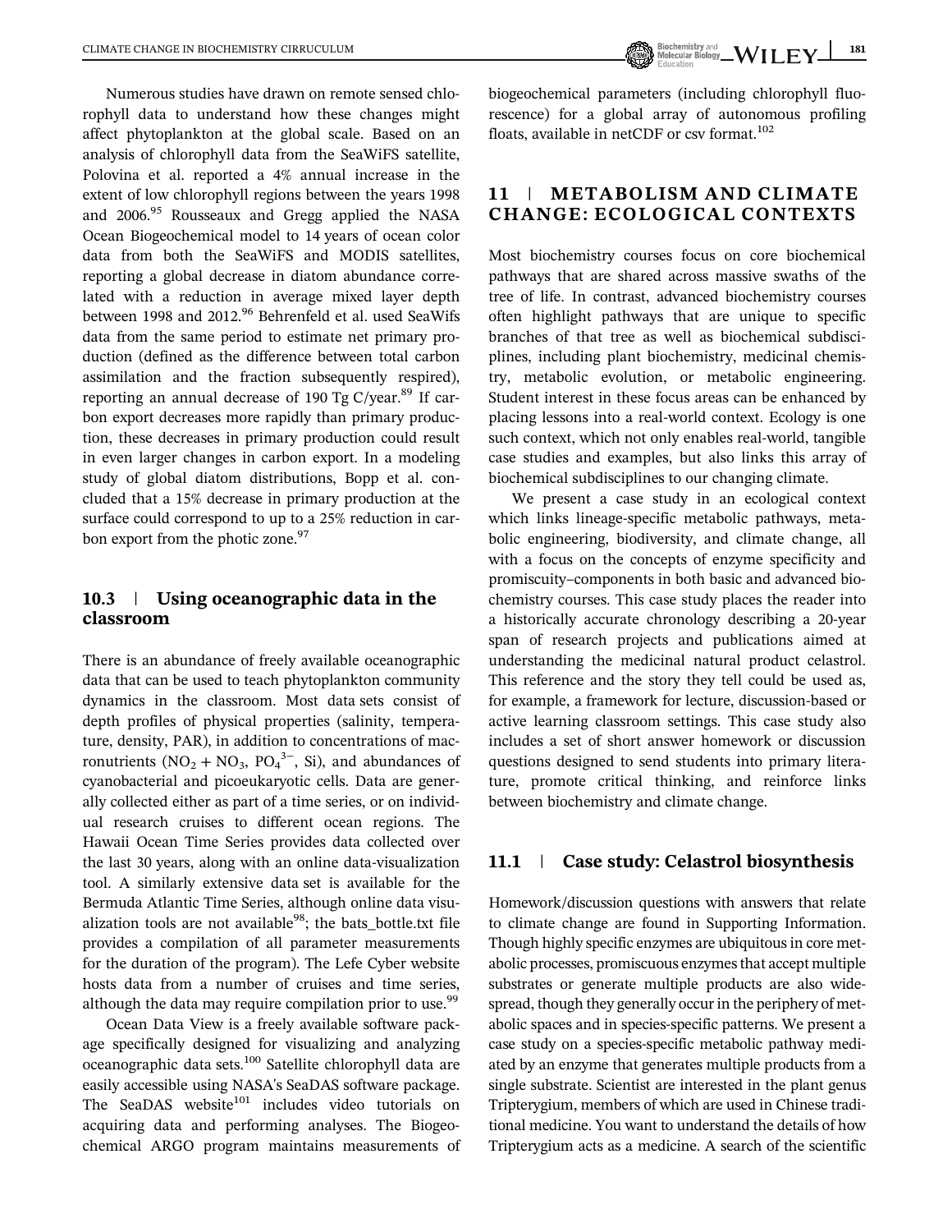Numerous studies have drawn on remote sensed chlorophyll data to understand how these changes might affect phytoplankton at the global scale. Based on an analysis of chlorophyll data from the SeaWiFS satellite, Polovina et al. reported a 4% annual increase in the extent of low chlorophyll regions between the years 1998 and 2006.[95] Rousseaux and Gregg applied the NASA Ocean Biogeochemical model to 14 years of ocean color data from both the SeaWiFS and MODIS satellites, reporting a global decrease in diatom abundance correlated with a reduction in average mixed layer depth between 1998 and 2012.[96] Behrenfeld et al. used SeaWifs data from the same period to estimate net primary production (defined as the difference between total carbon assimilation and the fraction subsequently respired), reporting an annual decrease of 190 Tg C/year.[89] If carbon export decreases more rapidly than primary production, these decreases in primary production could result in even larger changes in carbon export. In a modeling study of global diatom distributions, Bopp et al. concluded that a 15% decrease in primary production at the surface could correspond to up to a 25% reduction in carbon export from the photic zone.[97]

### 10.3 | Using oceanographic data in the classroom

There is an abundance of freely available oceanographic data that can be used to teach phytoplankton community dynamics in the classroom. Most data sets consist of depth profiles of physical properties (salinity, temperature, density, PAR), in addition to concentrations of macronutrients ($NO_2 + NO_3$, $PO_4^{3-}$, Si), and abundances of cyanobacterial and picoeukaryotic cells. Data are generally collected either as part of a time series, or on individual research cruises to different ocean regions. The Hawaii Ocean Time Series provides data collected over the last 30 years, along with an online data-visualization tool. A similarly extensive data set is available for the Bermuda Atlantic Time Series, although online data visualization tools are not available[98]; the bats_bottle.txt file provides a compilation of all parameter measurements for the duration of the program). The Lefe Cyber website hosts data from a number of cruises and time series, although the data may require compilation prior to use.[99]

Ocean Data View is a freely available software package specifically designed for visualizing and analyzing oceanographic data sets.[100] Satellite chlorophyll data are easily accessible using NASA's SeaDAS software package. The SeaDAS website[101] includes video tutorials on acquiring data and performing analyses. The Biogeochemical ARGO program maintains measurements of biogeochemical parameters (including chlorophyll fluorescence) for a global array of autonomous profiling floats, available in netCDF or csv format.[102]

## 11 | METABOLISM AND CLIMATE CHANGE: ECOLOGICAL CONTEXTS

Most biochemistry courses focus on core biochemical pathways that are shared across massive swaths of the tree of life. In contrast, advanced biochemistry courses often highlight pathways that are unique to specific branches of that tree as well as biochemical subdisciplines, including plant biochemistry, medicinal chemistry, metabolic evolution, or metabolic engineering. Student interest in these focus areas can be enhanced by placing lessons into a real-world context. Ecology is one such context, which not only enables real-world, tangible case studies and examples, but also links this array of biochemical subdisciplines to our changing climate.

We present a case study in an ecological context which links lineage-specific metabolic pathways, metabolic engineering, biodiversity, and climate change, all with a focus on the concepts of enzyme specificity and promiscuity–components in both basic and advanced biochemistry courses. This case study places the reader into a historically accurate chronology describing a 20-year span of research projects and publications aimed at understanding the medicinal natural product celastrol. This reference and the story they tell could be used as, for example, a framework for lecture, discussion-based or active learning classroom settings. This case study also includes a set of short answer homework or discussion questions designed to send students into primary literature, promote critical thinking, and reinforce links between biochemistry and climate change.

### 11.1 | Case study: Celastrol biosynthesis

Homework/discussion questions with answers that relate to climate change are found in Supporting Information. Though highly specific enzymes are ubiquitous in core metabolic processes, promiscuous enzymes that accept multiple substrates or generate multiple products are also widespread, though they generally occur in the periphery of metabolic spaces and in species-specific patterns. We present a case study on a species-specific metabolic pathway mediated by an enzyme that generates multiple products from a single substrate. Scientist are interested in the plant genus Tripterygium, members of which are used in Chinese traditional medicine. You want to understand the details of how Tripterygium acts as a medicine. A search of the scientific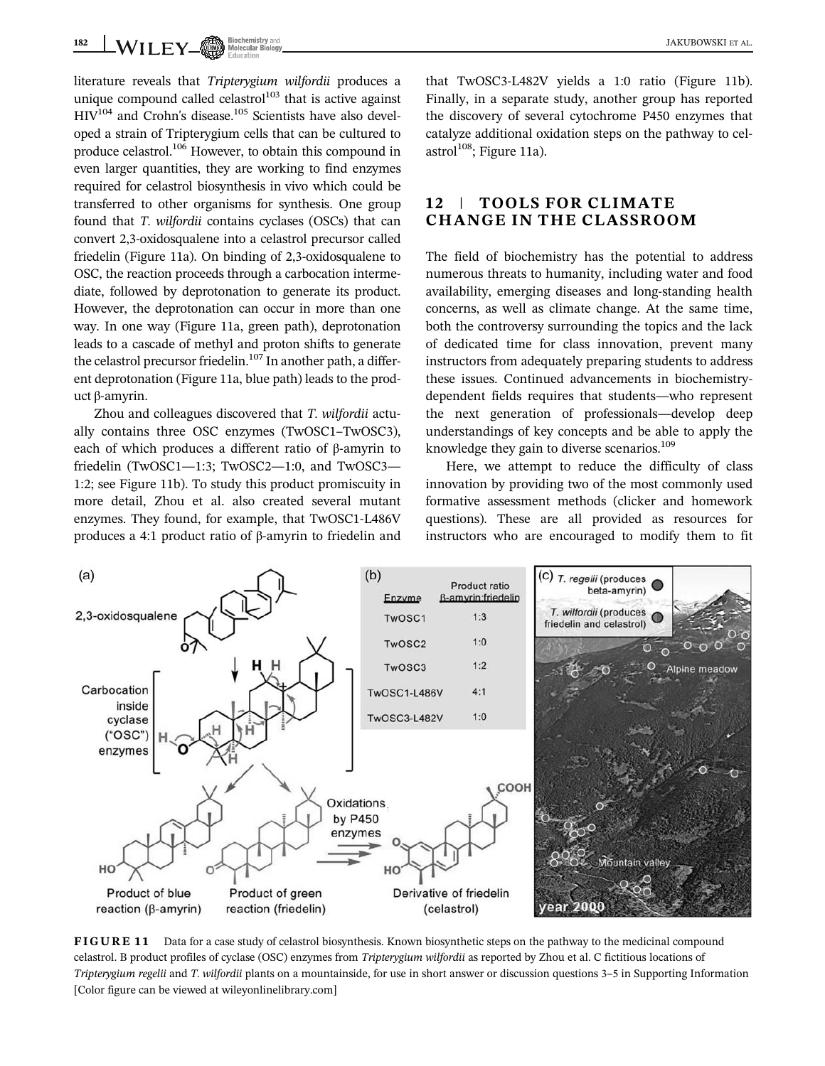literature reveals that *Tripterygium wilfordii* produces a unique compound called celastrol[103] that is active against HIV[104] and Crohn's disease.[105] Scientists have also developed a strain of Tripterygium cells that can be cultured to produce celastrol.[106] However, to obtain this compound in even larger quantities, they are working to find enzymes required for celastrol biosynthesis in vivo which could be transferred to other organisms for synthesis. One group found that *T. wilfordii* contains cyclases (OSCs) that can convert 2,3-oxidosqualene into a celastrol precursor called friedelin (Figure 11a). On binding of 2,3-oxidosqualene to OSC, the reaction proceeds through a carbocation intermediate, followed by deprotonation to generate its product. However, the deprotonation can occur in more than one way. In one way (Figure 11a, green path), deprotonation leads to a cascade of methyl and proton shifts to generate the celastrol precursor friedelin.[107] In another path, a different deprotonation (Figure 11a, blue path) leads to the product β-amyrin.

Zhou and colleagues discovered that *T. wilfordii* actually contains three OSC enzymes (TwOSC1–TwOSC3), each of which produces a different ratio of β-amyrin to friedelin (TwOSC1—1:3; TwOSC2—1:0, and TwOSC3—1:2; see Figure 11b). To study this product promiscuity in more detail, Zhou et al. also created several mutant enzymes. They found, for example, that TwOSC1-L486V produces a 4:1 product ratio of β-amyrin to friedelin and that TwOSC3-L482V yields a 1:0 ratio (Figure 11b). Finally, in a separate study, another group has reported the discovery of several cytochrome P450 enzymes that catalyze additional oxidation steps on the pathway to celastrol[108]; Figure 11a).

## 12 | TOOLS FOR CLIMATE CHANGE IN THE CLASSROOM

The field of biochemistry has the potential to address numerous threats to humanity, including water and food availability, emerging diseases and long-standing health concerns, as well as climate change. At the same time, both the controversy surrounding the topics and the lack of dedicated time for class innovation, prevent many instructors from adequately preparing students to address these issues. Continued advancements in biochemistry-dependent fields requires that students—who represent the next generation of professionals—develop deep understandings of key concepts and be able to apply the knowledge they gain to diverse scenarios.[109]

Here, we attempt to reduce the difficulty of class innovation by providing two of the most commonly used formative assessment methods (clicker and homework questions). These are all provided as resources for instructors who are encouraged to modify them to fit

(a)

2,3-oxidosqualene

Carbocation inside cyclase ("OSC") enzymes

Oxidations by P450 enzymes

Product of blue reaction (β-amyrin) — Product of green reaction (friedelin) — Derivative of friedelin (celastrol)

(b)

| Enzyme | Product ratio β-amyrin:friedelin |
|---|---|
| TwOSC1 | 1:3 |
| TwOSC2 | 1:0 |
| TwOSC3 | 1:2 |
| TwOSC1-L486V | 4:1 |
| TwOSC3-L482V | 1:0 |

(c) *T. regelii* (produces beta-amyrin); *T. wilfordii* (produces friedelin and celastrol); Alpine meadow; Mountain valley; year 2000

**FIGURE 11** Data for a case study of celastrol biosynthesis. Known biosynthetic steps on the pathway to the medicinal compound celastrol. B product profiles of cyclase (OSC) enzymes from *Tripterygium wilfordii* as reported by Zhou et al. C fictitious locations of *Tripterygium regelii* and *T. wilfordii* plants on a mountainside, for use in short answer or discussion questions 3–5 in Supporting Information [Color figure can be viewed at wileyonlinelibrary.com]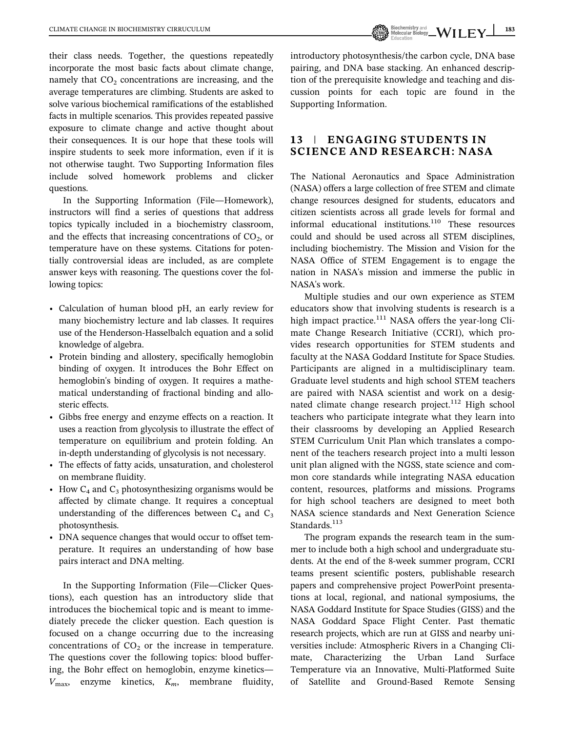their class needs. Together, the questions repeatedly incorporate the most basic facts about climate change, namely that $CO_2$ concentrations are increasing, and the average temperatures are climbing. Students are asked to solve various biochemical ramifications of the established facts in multiple scenarios. This provides repeated passive exposure to climate change and active thought about their consequences. It is our hope that these tools will inspire students to seek more information, even if it is not otherwise taught. Two Supporting Information files include solved homework problems and clicker questions.

In the Supporting Information (File—Homework), instructors will find a series of questions that address topics typically included in a biochemistry classroom, and the effects that increasing concentrations of $CO_2$, or temperature have on these systems. Citations for potentially controversial ideas are included, as are complete answer keys with reasoning. The questions cover the following topics:

- Calculation of human blood pH, an early review for many biochemistry lecture and lab classes. It requires use of the Henderson-Hasselbalch equation and a solid knowledge of algebra.
- Protein binding and allostery, specifically hemoglobin binding of oxygen. It introduces the Bohr Effect on hemoglobin's binding of oxygen. It requires a mathematical understanding of fractional binding and allosteric effects.
- Gibbs free energy and enzyme effects on a reaction. It uses a reaction from glycolysis to illustrate the effect of temperature on equilibrium and protein folding. An in-depth understanding of glycolysis is not necessary.
- The effects of fatty acids, unsaturation, and cholesterol on membrane fluidity.
- How $C_4$ and $C_3$ photosynthesizing organisms would be affected by climate change. It requires a conceptual understanding of the differences between $C_4$ and $C_3$ photosynthesis.
- DNA sequence changes that would occur to offset temperature. It requires an understanding of how base pairs interact and DNA melting.

In the Supporting Information (File—Clicker Questions), each question has an introductory slide that introduces the biochemical topic and is meant to immediately precede the clicker question. Each question is focused on a change occurring due to the increasing concentrations of $CO_2$ or the increase in temperature. The questions cover the following topics: blood buffering, the Bohr effect on hemoglobin, enzyme kinetics—$V_{max}$, enzyme kinetics, $K_m$, membrane fluidity, introductory photosynthesis/the carbon cycle, DNA base pairing, and DNA base stacking. An enhanced description of the prerequisite knowledge and teaching and discussion points for each topic are found in the Supporting Information.

## 13 | ENGAGING STUDENTS IN SCIENCE AND RESEARCH: NASA

The National Aeronautics and Space Administration (NASA) offers a large collection of free STEM and climate change resources designed for students, educators and citizen scientists across all grade levels for formal and informal educational institutions.[110] These resources could and should be used across all STEM disciplines, including biochemistry. The Mission and Vision for the NASA Office of STEM Engagement is to engage the nation in NASA's mission and immerse the public in NASA's work.

Multiple studies and our own experience as STEM educators show that involving students is research is a high impact practice.[111] NASA offers the year-long Climate Change Research Initiative (CCRI), which provides research opportunities for STEM students and faculty at the NASA Goddard Institute for Space Studies. Participants are aligned in a multidisciplinary team. Graduate level students and high school STEM teachers are paired with NASA scientist and work on a designated climate change research project.[112] High school teachers who participate integrate what they learn into their classrooms by developing an Applied Research STEM Curriculum Unit Plan which translates a component of the teachers research project into a multi lesson unit plan aligned with the NGSS, state science and common core standards while integrating NASA education content, resources, platforms and missions. Programs for high school teachers are designed to meet both NASA science standards and Next Generation Science Standards.[113]

The program expands the research team in the summer to include both a high school and undergraduate students. At the end of the 8-week summer program, CCRI teams present scientific posters, publishable research papers and comprehensive project PowerPoint presentations at local, regional, and national symposiums, the NASA Goddard Institute for Space Studies (GISS) and the NASA Goddard Space Flight Center. Past thematic research projects, which are run at GISS and nearby universities include: Atmospheric Rivers in a Changing Climate, Characterizing the Urban Land Surface Temperature via an Innovative, Multi-Platformed Suite of Satellite and Ground-Based Remote Sensing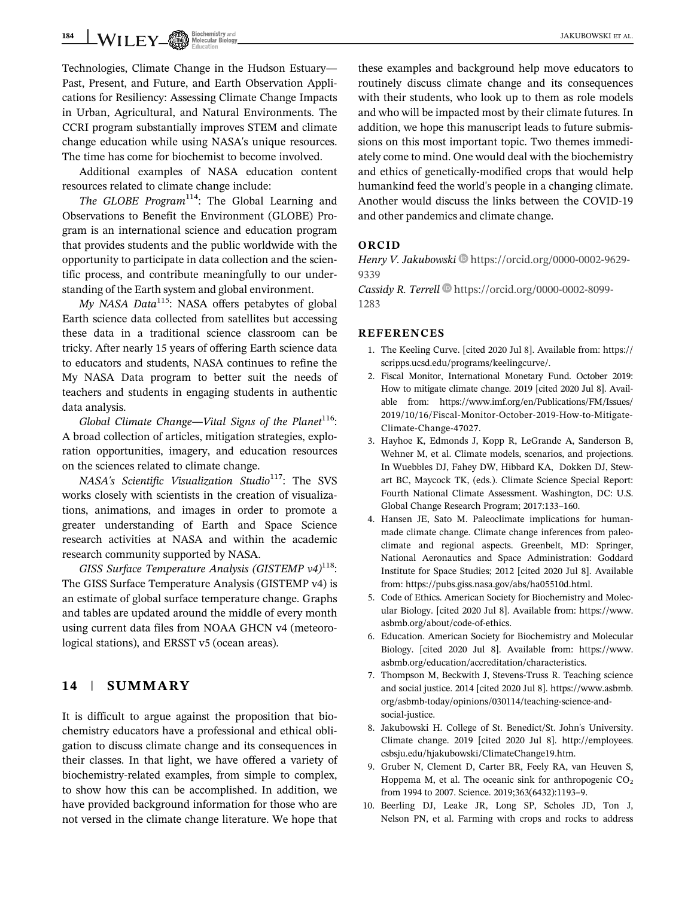Technologies, Climate Change in the Hudson Estuary—Past, Present, and Future, and Earth Observation Applications for Resiliency: Assessing Climate Change Impacts in Urban, Agricultural, and Natural Environments. The CCRI program substantially improves STEM and climate change education while using NASA's unique resources. The time has come for biochemist to become involved.

Additional examples of NASA education content resources related to climate change include:

*The GLOBE Program*[114]: The Global Learning and Observations to Benefit the Environment (GLOBE) Program is an international science and education program that provides students and the public worldwide with the opportunity to participate in data collection and the scientific process, and contribute meaningfully to our understanding of the Earth system and global environment.

*My NASA Data*[115]: NASA offers petabytes of global Earth science data collected from satellites but accessing these data in a traditional science classroom can be tricky. After nearly 15 years of offering Earth science data to educators and students, NASA continues to refine the My NASA Data program to better suit the needs of teachers and students in engaging students in authentic data analysis.

*Global Climate Change—Vital Signs of the Planet*[116]: A broad collection of articles, mitigation strategies, exploration opportunities, imagery, and education resources on the sciences related to climate change.

*NASA's Scientific Visualization Studio*[117]: The SVS works closely with scientists in the creation of visualizations, animations, and images in order to promote a greater understanding of Earth and Space Science research activities at NASA and within the academic research community supported by NASA.

*GISS Surface Temperature Analysis (GISTEMP v4)*[118]: The GISS Surface Temperature Analysis (GISTEMP v4) is an estimate of global surface temperature change. Graphs and tables are updated around the middle of every month using current data files from NOAA GHCN v4 (meteorological stations), and ERSST v5 (ocean areas).

## 14 | SUMMARY

It is difficult to argue against the proposition that biochemistry educators have a professional and ethical obligation to discuss climate change and its consequences in their classes. In that light, we have offered a variety of biochemistry-related examples, from simple to complex, to show how this can be accomplished. In addition, we have provided background information for those who are not versed in the climate change literature. We hope that these examples and background help move educators to routinely discuss climate change and its consequences with their students, who look up to them as role models and who will be impacted most by their climate futures. In addition, we hope this manuscript leads to future submissions on this most important topic. Two themes immediately come to mind. One would deal with the biochemistry and ethics of genetically-modified crops that would help humankind feed the world's people in a changing climate. Another would discuss the links between the COVID-19 and other pandemics and climate change.

### ORCID

*Henry V. Jakubowski* https://orcid.org/0000-0002-9629-9339

*Cassidy R. Terrell* https://orcid.org/0000-0002-8099-1283

### REFERENCES

1. The Keeling Curve. [cited 2020 Jul 8]. Available from: https://scripps.ucsd.edu/programs/keelingcurve/.
2. Fiscal Monitor, International Monetary Fund. October 2019: How to mitigate climate change. 2019 [cited 2020 Jul 8]. Available from: https://www.imf.org/en/Publications/FM/Issues/2019/10/16/Fiscal-Monitor-October-2019-How-to-Mitigate-Climate-Change-47027.
3. Hayhoe K, Edmonds J, Kopp R, LeGrande A, Sanderson B, Wehner M, et al. Climate models, scenarios, and projections. In Wuebbles DJ, Fahey DW, Hibbard KA, Dokken DJ, Stewart BC, Maycock TK, (eds.). Climate Science Special Report: Fourth National Climate Assessment. Washington, DC: U.S. Global Change Research Program; 2017:133–160.
4. Hansen JE, Sato M. Paleoclimate implications for human-made climate change. Climate change inferences from paleoclimate and regional aspects. Greenbelt, MD: Springer, National Aeronautics and Space Administration: Goddard Institute for Space Studies; 2012 [cited 2020 Jul 8]. Available from: https://pubs.giss.nasa.gov/abs/ha05510d.html.
5. Code of Ethics. American Society for Biochemistry and Molecular Biology. [cited 2020 Jul 8]. Available from: https://www.asbmb.org/about/code-of-ethics.
6. Education. American Society for Biochemistry and Molecular Biology. [cited 2020 Jul 8]. Available from: https://www.asbmb.org/education/accreditation/characteristics.
7. Thompson M, Beckwith J, Stevens-Truss R. Teaching science and social justice. 2014 [cited 2020 Jul 8]. https://www.asbmb.org/asbmb-today/opinions/030114/teaching-science-and-social-justice.
8. Jakubowski H. College of St. Benedict/St. John's University. Climate change. 2019 [cited 2020 Jul 8]. http://employees.csbsju.edu/hjakubowski/ClimateChange19.htm.
9. Gruber N, Clement D, Carter BR, Feely RA, van Heuven S, Hoppema M, et al. The oceanic sink for anthropogenic $CO_2$ from 1994 to 2007. Science. 2019;363(6432):1193–9.
10. Beerling DJ, Leake JR, Long SP, Scholes JD, Ton J, Nelson PN, et al. Farming with crops and rocks to address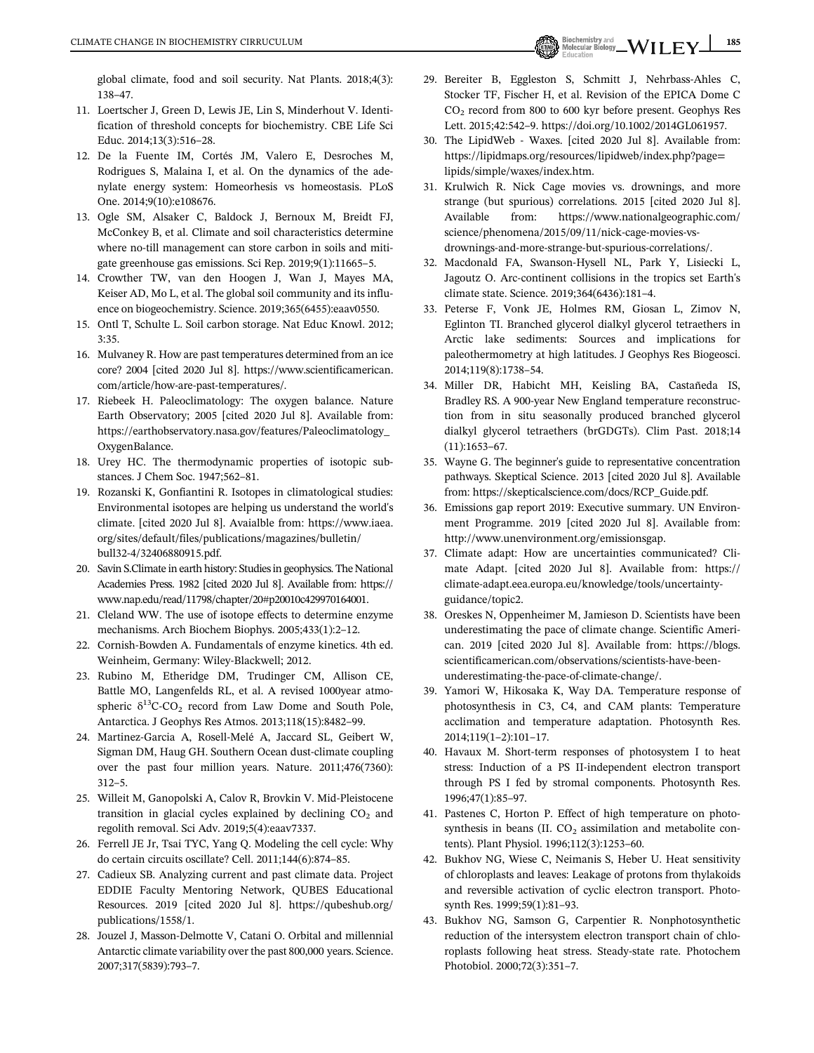global climate, food and soil security. Nat Plants. 2018;4(3): 138–47.

11. Loertscher J, Green D, Lewis JE, Lin S, Minderhout V. Identification of threshold concepts for biochemistry. CBE Life Sci Educ. 2014;13(3):516–28.
12. De la Fuente IM, Cortés JM, Valero E, Desroches M, Rodrigues S, Malaina I, et al. On the dynamics of the adenylate energy system: Homeorhesis vs homeostasis. PLoS One. 2014;9(10):e108676.
13. Ogle SM, Alsaker C, Baldock J, Bernoux M, Breidt FJ, McConkey B, et al. Climate and soil characteristics determine where no-till management can store carbon in soils and mitigate greenhouse gas emissions. Sci Rep. 2019;9(1):11665–5.
14. Crowther TW, van den Hoogen J, Wan J, Mayes MA, Keiser AD, Mo L, et al. The global soil community and its influence on biogeochemistry. Science. 2019;365(6455):eaav0550.
15. Ontl T, Schulte L. Soil carbon storage. Nat Educ Knowl. 2012; 3:35.
16. Mulvaney R. How are past temperatures determined from an ice core? 2004 [cited 2020 Jul 8]. https://www.scientificamerican.com/article/how-are-past-temperatures/.
17. Riebeek H. Paleoclimatology: The oxygen balance. Nature Earth Observatory; 2005 [cited 2020 Jul 8]. Available from: https://earthobservatory.nasa.gov/features/Paleoclimatology_OxygenBalance.
18. Urey HC. The thermodynamic properties of isotopic substances. J Chem Soc. 1947;562–81.
19. Rozanski K, Gonfiantini R. Isotopes in climatological studies: Environmental isotopes are helping us understand the world's climate. [cited 2020 Jul 8]. Avaialble from: https://www.iaea.org/sites/default/files/publications/magazines/bulletin/bull32-4/32406880915.pdf.
20. Savin S.Climate in earth history: Studies in geophysics. The National Academies Press. 1982 [cited 2020 Jul 8]. Available from: https://www.nap.edu/read/11798/chapter/20#p20010c429970164001.
21. Cleland WW. The use of isotope effects to determine enzyme mechanisms. Arch Biochem Biophys. 2005;433(1):2–12.
22. Cornish-Bowden A. Fundamentals of enzyme kinetics. 4th ed. Weinheim, Germany: Wiley-Blackwell; 2012.
23. Rubino M, Etheridge DM, Trudinger CM, Allison CE, Battle MO, Langenfelds RL, et al. A revised 1000year atmospheric $\delta^{13}C$-$CO_2$ record from Law Dome and South Pole, Antarctica. J Geophys Res Atmos. 2013;118(15):8482–99.
24. Martinez-Garcia A, Rosell-Melé A, Jaccard SL, Geibert W, Sigman DM, Haug GH. Southern Ocean dust-climate coupling over the past four million years. Nature. 2011;476(7360): 312–5.
25. Willeit M, Ganopolski A, Calov R, Brovkin V. Mid-Pleistocene transition in glacial cycles explained by declining $CO_2$ and regolith removal. Sci Adv. 2019;5(4):eaav7337.
26. Ferrell JE Jr, Tsai TYC, Yang Q. Modeling the cell cycle: Why do certain circuits oscillate? Cell. 2011;144(6):874–85.
27. Cadieux SB. Analyzing current and past climate data. Project EDDIE Faculty Mentoring Network, QUBES Educational Resources. 2019 [cited 2020 Jul 8]. https://qubeshub.org/publications/1558/1.
28. Jouzel J, Masson-Delmotte V, Catani O. Orbital and millennial Antarctic climate variability over the past 800,000 years. Science. 2007;317(5839):793–7.
29. Bereiter B, Eggleston S, Schmitt J, Nehrbass-Ahles C, Stocker TF, Fischer H, et al. Revision of the EPICA Dome C $CO_2$ record from 800 to 600 kyr before present. Geophys Res Lett. 2015;42:542–9. https://doi.org/10.1002/2014GL061957.
30. The LipidWeb - Waxes. [cited 2020 Jul 8]. Available from: https://lipidmaps.org/resources/lipidweb/index.php?page=lipids/simple/waxes/index.htm.
31. Krulwich R. Nick Cage movies vs. drownings, and more strange (but spurious) correlations. 2015 [cited 2020 Jul 8]. Available from: https://www.nationalgeographic.com/science/phenomena/2015/09/11/nick-cage-movies-vs-drownings-and-more-strange-but-spurious-correlations/.
32. Macdonald FA, Swanson-Hysell NL, Park Y, Lisiecki L, Jagoutz O. Arc-continent collisions in the tropics set Earth's climate state. Science. 2019;364(6436):181–4.
33. Peterse F, Vonk JE, Holmes RM, Giosan L, Zimov N, Eglinton TI. Branched glycerol dialkyl glycerol tetraethers in Arctic lake sediments: Sources and implications for paleothermometry at high latitudes. J Geophys Res Biogeosci. 2014;119(8):1738–54.
34. Miller DR, Habicht MH, Keisling BA, Castañeda IS, Bradley RS. A 900-year New England temperature reconstruction from in situ seasonally produced branched glycerol dialkyl glycerol tetraethers (brGDGTs). Clim Past. 2018;14 (11):1653–67.
35. Wayne G. The beginner's guide to representative concentration pathways. Skeptical Science. 2013 [cited 2020 Jul 8]. Available from: https://skepticalscience.com/docs/RCP_Guide.pdf.
36. Emissions gap report 2019: Executive summary. UN Environment Programme. 2019 [cited 2020 Jul 8]. Available from: http://www.unenvironment.org/emissionsgap.
37. Climate adapt: How are uncertainties communicated? Climate Adapt. [cited 2020 Jul 8]. Available from: https://climate-adapt.eea.europa.eu/knowledge/tools/uncertainty-guidance/topic2.
38. Oreskes N, Oppenheimer M, Jamieson D. Scientists have been underestimating the pace of climate change. Scientific American. 2019 [cited 2020 Jul 8]. Available from: https://blogs.scientificamerican.com/observations/scientists-have-been-underestimating-the-pace-of-climate-change/.
39. Yamori W, Hikosaka K, Way DA. Temperature response of photosynthesis in C3, C4, and CAM plants: Temperature acclimation and temperature adaptation. Photosynth Res. 2014;119(1–2):101–17.
40. Havaux M. Short-term responses of photosystem I to heat stress: Induction of a PS II-independent electron transport through PS I fed by stromal components. Photosynth Res. 1996;47(1):85–97.
41. Pastenes C, Horton P. Effect of high temperature on photosynthesis in beans (II. $CO_2$ assimilation and metabolite contents). Plant Physiol. 1996;112(3):1253–60.
42. Bukhov NG, Wiese C, Neimanis S, Heber U. Heat sensitivity of chloroplasts and leaves: Leakage of protons from thylakoids and reversible activation of cyclic electron transport. Photosynth Res. 1999;59(1):81–93.
43. Bukhov NG, Samson G, Carpentier R. Nonphotosynthetic reduction of the intersystem electron transport chain of chloroplasts following heat stress. Steady-state rate. Photochem Photobiol. 2000;72(3):351–7.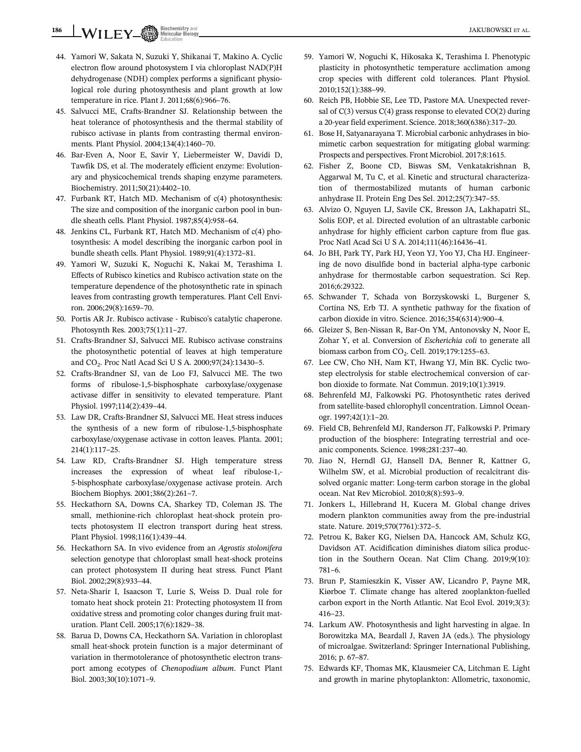44. Yamori W, Sakata N, Suzuki Y, Shikanai T, Makino A. Cyclic electron flow around photosystem I via chloroplast NAD(P)H dehydrogenase (NDH) complex performs a significant physiological role during photosynthesis and plant growth at low temperature in rice. Plant J. 2011;68(6):966–76.
45. Salvucci ME, Crafts-Brandner SJ. Relationship between the heat tolerance of photosynthesis and the thermal stability of rubisco activase in plants from contrasting thermal environments. Plant Physiol. 2004;134(4):1460–70.
46. Bar-Even A, Noor E, Savir Y, Liebermeister W, Davidi D, Tawfik DS, et al. The moderately efficient enzyme: Evolutionary and physicochemical trends shaping enzyme parameters. Biochemistry. 2011;50(21):4402–10.
47. Furbank RT, Hatch MD. Mechanism of c(4) photosynthesis: The size and composition of the inorganic carbon pool in bundle sheath cells. Plant Physiol. 1987;85(4):958–64.
48. Jenkins CL, Furbank RT, Hatch MD. Mechanism of c(4) photosynthesis: A model describing the inorganic carbon pool in bundle sheath cells. Plant Physiol. 1989;91(4):1372–81.
49. Yamori W, Suzuki K, Noguchi K, Nakai M, Terashima I. Effects of Rubisco kinetics and Rubisco activation state on the temperature dependence of the photosynthetic rate in spinach leaves from contrasting growth temperatures. Plant Cell Environ. 2006;29(8):1659–70.
50. Portis AR Jr. Rubisco activase - Rubisco's catalytic chaperone. Photosynth Res. 2003;75(1):11–27.
51. Crafts-Brandner SJ, Salvucci ME. Rubisco activase constrains the photosynthetic potential of leaves at high temperature and $CO_2$. Proc Natl Acad Sci U S A. 2000;97(24):13430–5.
52. Crafts-Brandner SJ, van de Loo FJ, Salvucci ME. The two forms of ribulose-1,5-bisphosphate carboxylase/oxygenase activase differ in sensitivity to elevated temperature. Plant Physiol. 1997;114(2):439–44.
53. Law DR, Crafts-Brandner SJ, Salvucci ME. Heat stress induces the synthesis of a new form of ribulose-1,5-bisphosphate carboxylase/oxygenase activase in cotton leaves. Planta. 2001; 214(1):117–25.
54. Law RD, Crafts-Brandner SJ. High temperature stress increases the expression of wheat leaf ribulose-1,-5-bisphosphate carboxylase/oxygenase activase protein. Arch Biochem Biophys. 2001;386(2):261–7.
55. Heckathorn SA, Downs CA, Sharkey TD, Coleman JS. The small, methionine-rich chloroplast heat-shock protein protects photosystem II electron transport during heat stress. Plant Physiol. 1998;116(1):439–44.
56. Heckathorn SA. In vivo evidence from an *Agrostis stolonifera* selection genotype that chloroplast small heat-shock proteins can protect photosystem II during heat stress. Funct Plant Biol. 2002;29(8):933–44.
57. Neta-Sharir I, Isaacson T, Lurie S, Weiss D. Dual role for tomato heat shock protein 21: Protecting photosystem II from oxidative stress and promoting color changes during fruit maturation. Plant Cell. 2005;17(6):1829–38.
58. Barua D, Downs CA, Heckathorn SA. Variation in chloroplast small heat-shock protein function is a major determinant of variation in thermotolerance of photosynthetic electron transport among ecotypes of *Chenopodium album*. Funct Plant Biol. 2003;30(10):1071–9.
59. Yamori W, Noguchi K, Hikosaka K, Terashima I. Phenotypic plasticity in photosynthetic temperature acclimation among crop species with different cold tolerances. Plant Physiol. 2010;152(1):388–99.
60. Reich PB, Hobbie SE, Lee TD, Pastore MA. Unexpected reversal of C(3) versus C(4) grass response to elevated CO(2) during a 20-year field experiment. Science. 2018;360(6386):317–20.
61. Bose H, Satyanarayana T. Microbial carbonic anhydrases in biomimetic carbon sequestration for mitigating global warming: Prospects and perspectives. Front Microbiol. 2017;8:1615.
62. Fisher Z, Boone CD, Biswas SM, Venkatakrishnan B, Aggarwal M, Tu C, et al. Kinetic and structural characterization of thermostabilized mutants of human carbonic anhydrase II. Protein Eng Des Sel. 2012;25(7):347–55.
63. Alvizo O, Nguyen LJ, Savile CK, Bresson JA, Lakhapatri SL, Solis EOP, et al. Directed evolution of an ultrastable carbonic anhydrase for highly efficient carbon capture from flue gas. Proc Natl Acad Sci U S A. 2014;111(46):16436–41.
64. Jo BH, Park TY, Park HJ, Yeon YJ, Yoo YJ, Cha HJ. Engineering de novo disulfide bond in bacterial alpha-type carbonic anhydrase for thermostable carbon sequestration. Sci Rep. 2016;6:29322.
65. Schwander T, Schada von Borzyskowski L, Burgener S, Cortina NS, Erb TJ. A synthetic pathway for the fixation of carbon dioxide in vitro. Science. 2016;354(6314):900–4.
66. Gleizer S, Ben-Nissan R, Bar-On YM, Antonovsky N, Noor E, Zohar Y, et al. Conversion of *Escherichia coli* to generate all biomass carbon from $CO_2$. Cell. 2019;179:1255–63.
67. Lee CW, Cho NH, Nam KT, Hwang YJ, Min BK. Cyclic two-step electrolysis for stable electrochemical conversion of carbon dioxide to formate. Nat Commun. 2019;10(1):3919.
68. Behrenfeld MJ, Falkowski PG. Photosynthetic rates derived from satellite-based chlorophyll concentration. Limnol Oceanogr. 1997;42(1):1–20.
69. Field CB, Behrenfeld MJ, Randerson JT, Falkowski P. Primary production of the biosphere: Integrating terrestrial and oceanic components. Science. 1998;281:237–40.
70. Jiao N, Herndl GJ, Hansell DA, Benner R, Kattner G, Wilhelm SW, et al. Microbial production of recalcitrant dissolved organic matter: Long-term carbon storage in the global ocean. Nat Rev Microbiol. 2010;8(8):593–9.
71. Jonkers L, Hillebrand H, Kucera M. Global change drives modern plankton communities away from the pre-industrial state. Nature. 2019;570(7761):372–5.
72. Petrou K, Baker KG, Nielsen DA, Hancock AM, Schulz KG, Davidson AT. Acidification diminishes diatom silica production in the Southern Ocean. Nat Clim Chang. 2019;9(10): 781–6.
73. Brun P, Stamieszkin K, Visser AW, Licandro P, Payne MR, Kiørboe T. Climate change has altered zooplankton-fuelled carbon export in the North Atlantic. Nat Ecol Evol. 2019;3(3): 416–23.
74. Larkum AW. Photosynthesis and light harvesting in algae. In Borowitzka MA, Beardall J, Raven JA (eds.). The physiology of microalgae. Switzerland: Springer International Publishing, 2016; p. 67–87.
75. Edwards KF, Thomas MK, Klausmeier CA, Litchman E. Light and growth in marine phytoplankton: Allometric, taxonomic,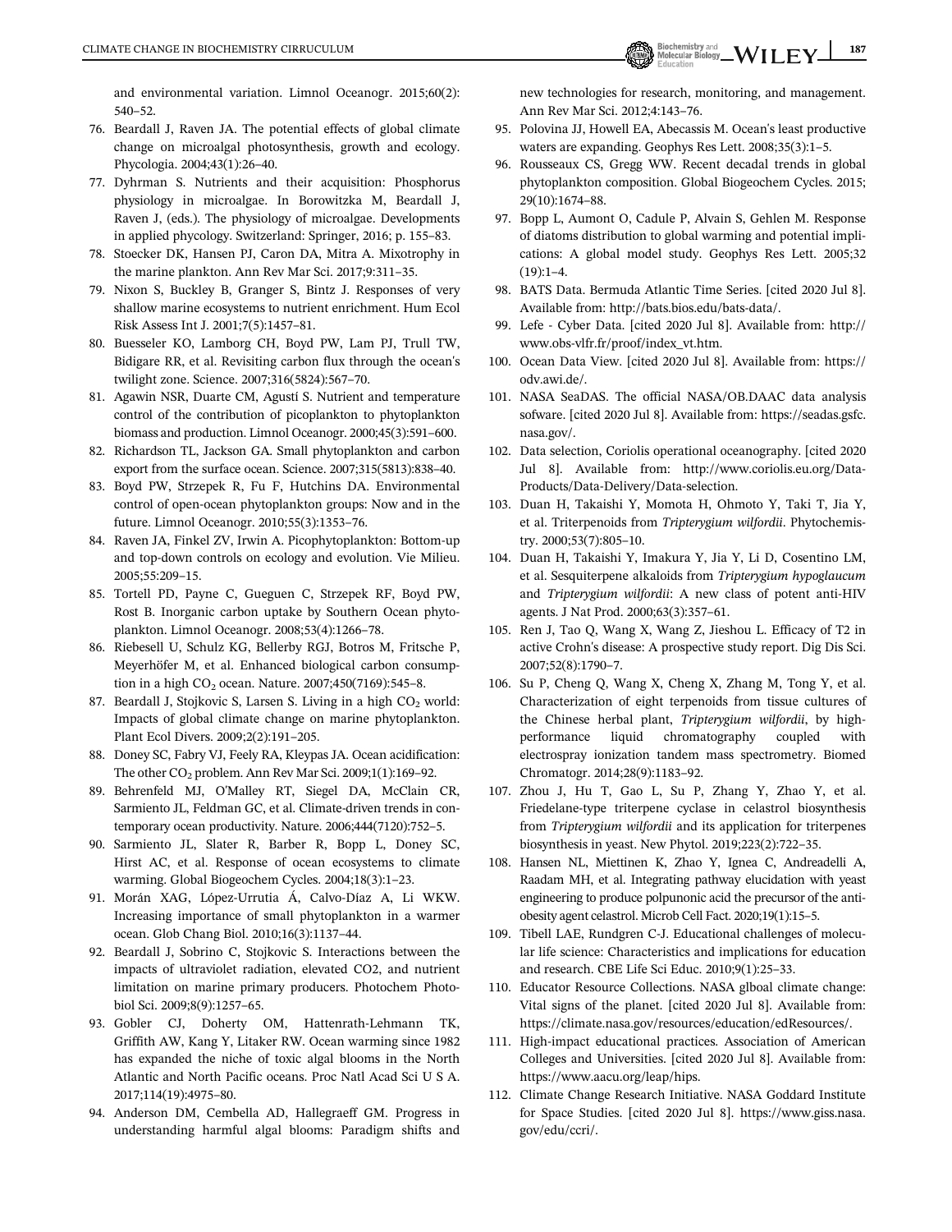and environmental variation. Limnol Oceanogr. 2015;60(2): 540–52.

76. Beardall J, Raven JA. The potential effects of global climate change on microalgal photosynthesis, growth and ecology. Phycologia. 2004;43(1):26–40.
77. Dyhrman S. Nutrients and their acquisition: Phosphorus physiology in microalgae. In Borowitzka M, Beardall J, Raven J, (eds.). The physiology of microalgae. Developments in applied phycology. Switzerland: Springer, 2016; p. 155–83.
78. Stoecker DK, Hansen PJ, Caron DA, Mitra A. Mixotrophy in the marine plankton. Ann Rev Mar Sci. 2017;9:311–35.
79. Nixon S, Buckley B, Granger S, Bintz J. Responses of very shallow marine ecosystems to nutrient enrichment. Hum Ecol Risk Assess Int J. 2001;7(5):1457–81.
80. Buesseler KO, Lamborg CH, Boyd PW, Lam PJ, Trull TW, Bidigare RR, et al. Revisiting carbon flux through the ocean's twilight zone. Science. 2007;316(5824):567–70.
81. Agawin NSR, Duarte CM, Agustí S. Nutrient and temperature control of the contribution of picoplankton to phytoplankton biomass and production. Limnol Oceanogr. 2000;45(3):591–600.
82. Richardson TL, Jackson GA. Small phytoplankton and carbon export from the surface ocean. Science. 2007;315(5813):838–40.
83. Boyd PW, Strzepek R, Fu F, Hutchins DA. Environmental control of open-ocean phytoplankton groups: Now and in the future. Limnol Oceanogr. 2010;55(3):1353–76.
84. Raven JA, Finkel ZV, Irwin A. Picophytoplankton: Bottom-up and top-down controls on ecology and evolution. Vie Milieu. 2005;55:209–15.
85. Tortell PD, Payne C, Gueguen C, Strzepek RF, Boyd PW, Rost B. Inorganic carbon uptake by Southern Ocean phytoplankton. Limnol Oceanogr. 2008;53(4):1266–78.
86. Riebesell U, Schulz KG, Bellerby RGJ, Botros M, Fritsche P, Meyerhöfer M, et al. Enhanced biological carbon consumption in a high $CO_2$ ocean. Nature. 2007;450(7169):545–8.
87. Beardall J, Stojkovic S, Larsen S. Living in a high $CO_2$ world: Impacts of global climate change on marine phytoplankton. Plant Ecol Divers. 2009;2(2):191–205.
88. Doney SC, Fabry VJ, Feely RA, Kleypas JA. Ocean acidification: The other $CO_2$ problem. Ann Rev Mar Sci. 2009;1(1):169–92.
89. Behrenfeld MJ, O'Malley RT, Siegel DA, McClain CR, Sarmiento JL, Feldman GC, et al. Climate-driven trends in contemporary ocean productivity. Nature. 2006;444(7120):752–5.
90. Sarmiento JL, Slater R, Barber R, Bopp L, Doney SC, Hirst AC, et al. Response of ocean ecosystems to climate warming. Global Biogeochem Cycles. 2004;18(3):1–23.
91. Morán XAG, López-Urrutia Á, Calvo-Díaz A, Li WKW. Increasing importance of small phytoplankton in a warmer ocean. Glob Chang Biol. 2010;16(3):1137–44.
92. Beardall J, Sobrino C, Stojkovic S. Interactions between the impacts of ultraviolet radiation, elevated CO2, and nutrient limitation on marine primary producers. Photochem Photobiol Sci. 2009;8(9):1257–65.
93. Gobler CJ, Doherty OM, Hattenrath-Lehmann TK, Griffith AW, Kang Y, Litaker RW. Ocean warming since 1982 has expanded the niche of toxic algal blooms in the North Atlantic and North Pacific oceans. Proc Natl Acad Sci U S A. 2017;114(19):4975–80.
94. Anderson DM, Cembella AD, Hallegraeff GM. Progress in understanding harmful algal blooms: Paradigm shifts and new technologies for research, monitoring, and management. Ann Rev Mar Sci. 2012;4:143–76.
95. Polovina JJ, Howell EA, Abecassis M. Ocean's least productive waters are expanding. Geophys Res Lett. 2008;35(3):1–5.
96. Rousseaux CS, Gregg WW. Recent decadal trends in global phytoplankton composition. Global Biogeochem Cycles. 2015; 29(10):1674–88.
97. Bopp L, Aumont O, Cadule P, Alvain S, Gehlen M. Response of diatoms distribution to global warming and potential implications: A global model study. Geophys Res Lett. 2005;32 (19):1–4.
98. BATS Data. Bermuda Atlantic Time Series. [cited 2020 Jul 8]. Available from: http://bats.bios.edu/bats-data/.
99. Lefe - Cyber Data. [cited 2020 Jul 8]. Available from: http://www.obs-vlfr.fr/proof/index_vt.htm.
100. Ocean Data View. [cited 2020 Jul 8]. Available from: https://odv.awi.de/.
101. NASA SeaDAS. The official NASA/OB.DAAC data analysis sofware. [cited 2020 Jul 8]. Available from: https://seadas.gsfc.nasa.gov/.
102. Data selection, Coriolis operational oceanography. [cited 2020 Jul 8]. Available from: http://www.coriolis.eu.org/Data-Products/Data-Delivery/Data-selection.
103. Duan H, Takaishi Y, Momota H, Ohmoto Y, Taki T, Jia Y, et al. Triterpenoids from *Tripterygium wilfordii*. Phytochemistry. 2000;53(7):805–10.
104. Duan H, Takaishi Y, Imakura Y, Jia Y, Li D, Cosentino LM, et al. Sesquiterpene alkaloids from *Tripterygium hypoglaucum* and *Tripterygium wilfordii*: A new class of potent anti-HIV agents. J Nat Prod. 2000;63(3):357–61.
105. Ren J, Tao Q, Wang X, Wang Z, Jieshou L. Efficacy of T2 in active Crohn's disease: A prospective study report. Dig Dis Sci. 2007;52(8):1790–7.
106. Su P, Cheng Q, Wang X, Cheng X, Zhang M, Tong Y, et al. Characterization of eight terpenoids from tissue cultures of the Chinese herbal plant, *Tripterygium wilfordii*, by high-performance liquid chromatography coupled with electrospray ionization tandem mass spectrometry. Biomed Chromatogr. 2014;28(9):1183–92.
107. Zhou J, Hu T, Gao L, Su P, Zhang Y, Zhao Y, et al. Friedelane-type triterpene cyclase in celastrol biosynthesis from *Tripterygium wilfordii* and its application for triterpenes biosynthesis in yeast. New Phytol. 2019;223(2):722–35.
108. Hansen NL, Miettinen K, Zhao Y, Ignea C, Andreadelli A, Raadam MH, et al. Integrating pathway elucidation with yeast engineering to produce polpunonic acid the precursor of the anti-obesity agent celastrol. Microb Cell Fact. 2020;19(1):15–5.
109. Tibell LAE, Rundgren C-J. Educational challenges of molecular life science: Characteristics and implications for education and research. CBE Life Sci Educ. 2010;9(1):25–33.
110. Educator Resource Collections. NASA glboal climate change: Vital signs of the planet. [cited 2020 Jul 8]. Available from: https://climate.nasa.gov/resources/education/edResources/.
111. High-impact educational practices. Association of American Colleges and Universities. [cited 2020 Jul 8]. Available from: https://www.aacu.org/leap/hips.
112. Climate Change Research Initiative. NASA Goddard Institute for Space Studies. [cited 2020 Jul 8]. https://www.giss.nasa.gov/edu/ccri/.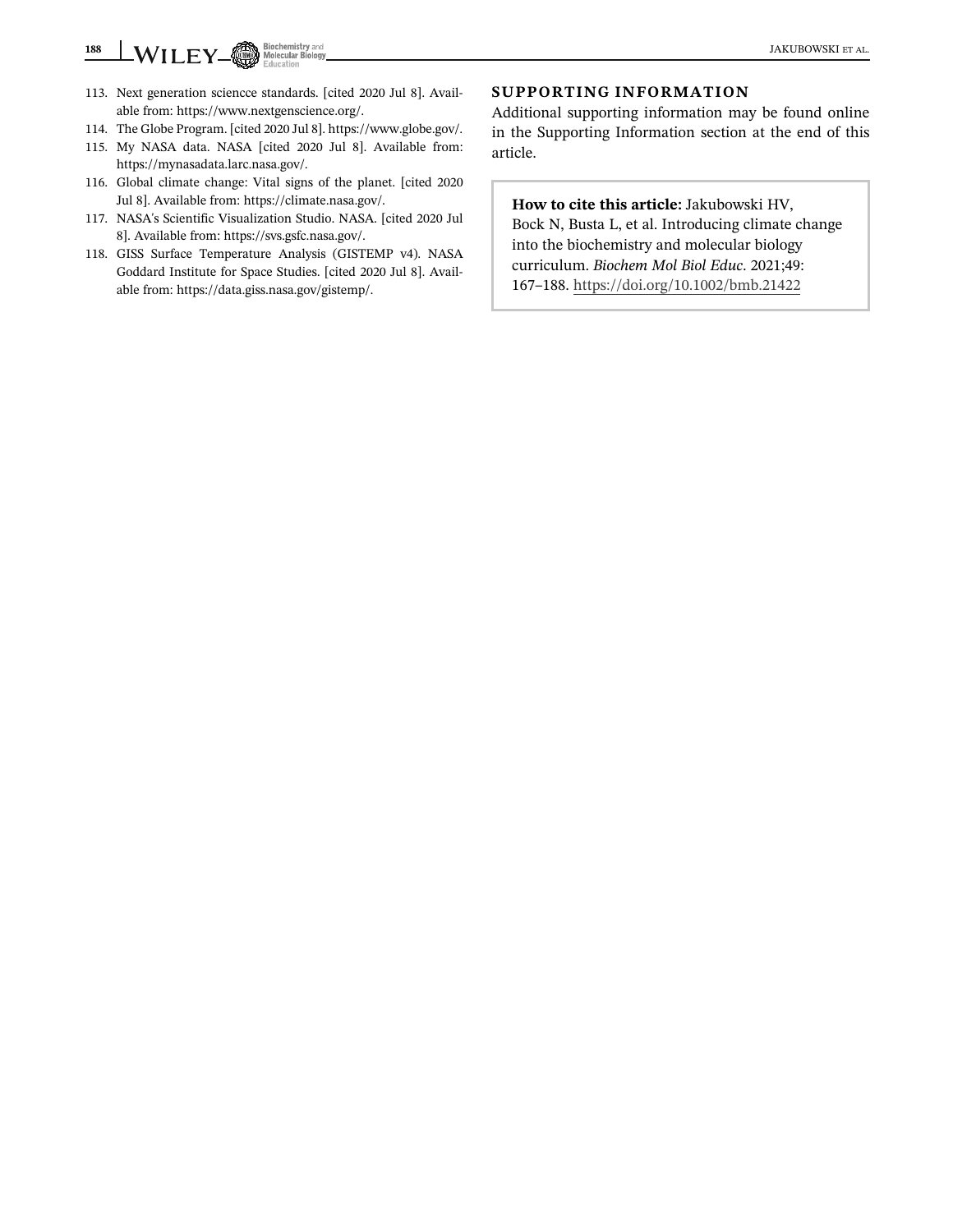113. Next generation sciencce standards. [cited 2020 Jul 8]. Available from: https://www.nextgenscience.org/.
114. The Globe Program. [cited 2020 Jul 8]. https://www.globe.gov/.
115. My NASA data. NASA [cited 2020 Jul 8]. Available from: https://mynasadata.larc.nasa.gov/.
116. Global climate change: Vital signs of the planet. [cited 2020 Jul 8]. Available from: https://climate.nasa.gov/.
117. NASA's Scientific Visualization Studio. NASA. [cited 2020 Jul 8]. Available from: https://svs.gsfc.nasa.gov/.
118. GISS Surface Temperature Analysis (GISTEMP v4). NASA Goddard Institute for Space Studies. [cited 2020 Jul 8]. Available from: https://data.giss.nasa.gov/gistemp/.

## SUPPORTING INFORMATION

Additional supporting information may be found online in the Supporting Information section at the end of this article.

**How to cite this article:** Jakubowski HV, Bock N, Busta L, et al. Introducing climate change into the biochemistry and molecular biology curriculum. *Biochem Mol Biol Educ*. 2021;49: 167–188. https://doi.org/10.1002/bmb.21422